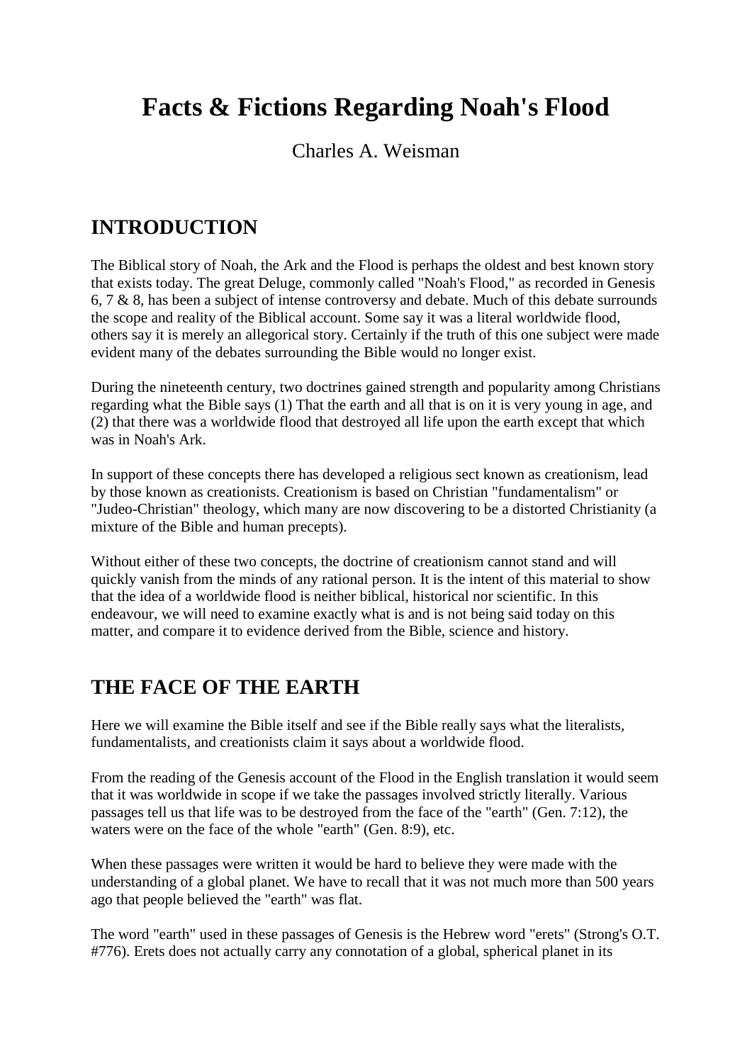# Facts & Fictions Regarding Noah's Flood

Charles A. Weisman

## INTRODUCTION

The Biblical story of Noah, the Ark and the Flood is perhaps the oldest and best known story that exists today. The great Deluge, commonly called "Noah's Flood," as recorded in Genesis 6, 7 & 8, has been a subject of intense controversy and debate. Much of this debate surrounds the scope and reality of the Biblical account. Some say it was a literal worldwide flood, others say it is merely an allegorical story. Certainly if the truth of this one subject were made evident many of the debates surrounding the Bible would no longer exist.

During the nineteenth century, two doctrines gained strength and popularity among Christians regarding what the Bible says (1) That the earth and all that is on it is very young in age, and (2) that there was a worldwide flood that destroyed all life upon the earth except that which was in Noah's Ark.

In support of these concepts there has developed a religious sect known as creationism, lead by those known as creationists. Creationism is based on Christian "fundamentalism" or "Judeo-Christian" theology, which many are now discovering to be a distorted Christianity (a mixture of the Bible and human precepts).

Without either of these two concepts, the doctrine of creationism cannot stand and will quickly vanish from the minds of any rational person. It is the intent of this material to show that the idea of a worldwide flood is neither biblical, historical nor scientific. In this endeavour, we will need to examine exactly what is and is not being said today on this matter, and compare it to evidence derived from the Bible, science and history.

## THE FACE OF THE EARTH

Here we will examine the Bible itself and see if the Bible really says what the literalists, fundamentalists, and creationists claim it says about a worldwide flood.

From the reading of the Genesis account of the Flood in the English translation it would seem that it was worldwide in scope if we take the passages involved strictly literally. Various passages tell us that life was to be destroyed from the face of the "earth" (Gen. 7:12), the waters were on the face of the whole "earth" (Gen. 8:9), etc.

When these passages were written it would be hard to believe they were made with the understanding of a global planet. We have to recall that it was not much more than 500 years ago that people believed the "earth" was flat.

The word "earth" used in these passages of Genesis is the Hebrew word "erets" (Strong's O.T. #776). Erets does not actually carry any connotation of a global, spherical planet in its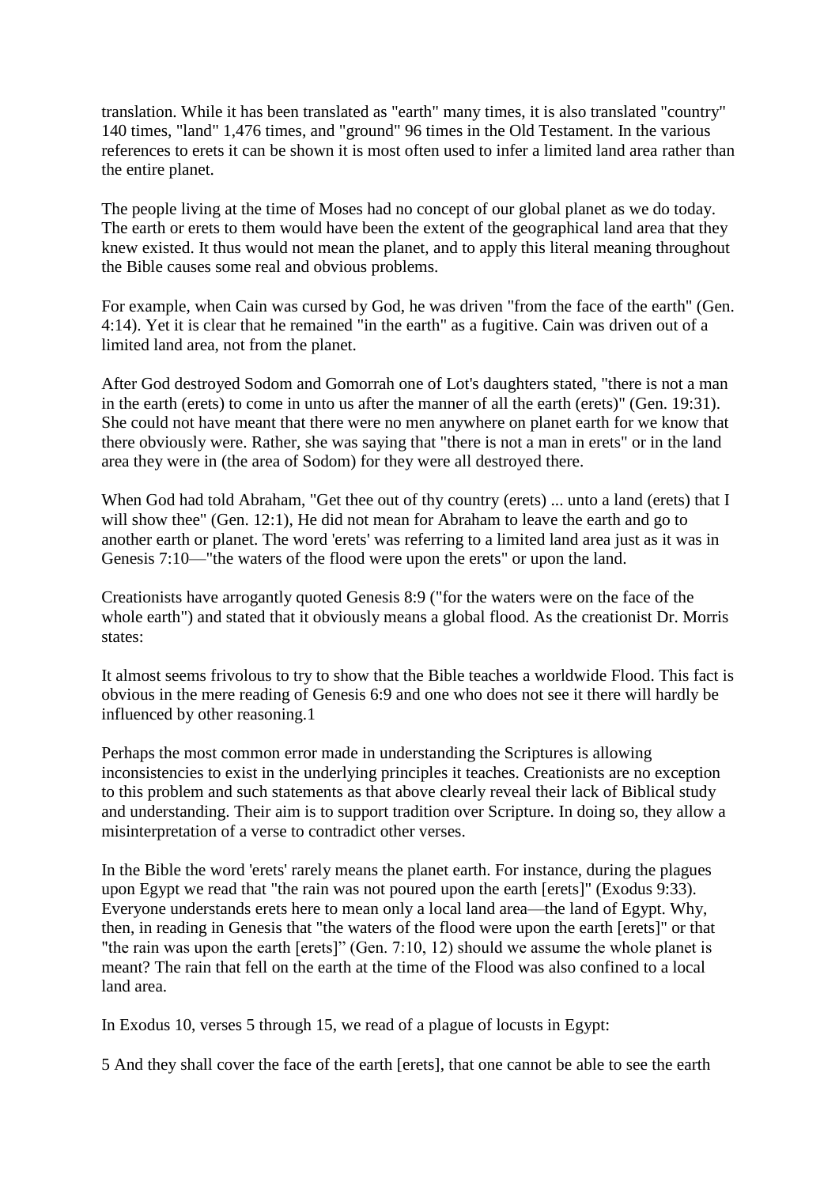translation. While it has been translated as "earth" many times, it is also translated "country" 140 times, "land" 1,476 times, and "ground" 96 times in the Old Testament. In the various references to erets it can be shown it is most often used to infer a limited land area rather than the entire planet.

The people living at the time of Moses had no concept of our global planet as we do today. The earth or erets to them would have been the extent of the geographical land area that they knew existed. It thus would not mean the planet, and to apply this literal meaning throughout the Bible causes some real and obvious problems.

For example, when Cain was cursed by God, he was driven "from the face of the earth" (Gen. 4:14). Yet it is clear that he remained "in the earth" as a fugitive. Cain was driven out of a limited land area, not from the planet.

After God destroyed Sodom and Gomorrah one of Lot's daughters stated, "there is not a man in the earth (erets) to come in unto us after the manner of all the earth (erets)" (Gen. 19:31). She could not have meant that there were no men anywhere on planet earth for we know that there obviously were. Rather, she was saying that "there is not a man in erets" or in the land area they were in (the area of Sodom) for they were all destroyed there.

When God had told Abraham, "Get thee out of thy country (erets) ... unto a land (erets) that I will show thee" (Gen. 12:1), He did not mean for Abraham to leave the earth and go to another earth or planet. The word 'erets' was referring to a limited land area just as it was in Genesis 7:10—"the waters of the flood were upon the erets" or upon the land.

Creationists have arrogantly quoted Genesis 8:9 ("for the waters were on the face of the whole earth") and stated that it obviously means a global flood. As the creationist Dr. Morris states:

It almost seems frivolous to try to show that the Bible teaches a worldwide Flood. This fact is obvious in the mere reading of Genesis 6:9 and one who does not see it there will hardly be influenced by other reasoning.1

Perhaps the most common error made in understanding the Scriptures is allowing inconsistencies to exist in the underlying principles it teaches. Creationists are no exception to this problem and such statements as that above clearly reveal their lack of Biblical study and understanding. Their aim is to support tradition over Scripture. In doing so, they allow a misinterpretation of a verse to contradict other verses.

In the Bible the word 'erets' rarely means the planet earth. For instance, during the plagues upon Egypt we read that "the rain was not poured upon the earth [erets]" (Exodus 9:33). Everyone understands erets here to mean only a local land area—the land of Egypt. Why, then, in reading in Genesis that "the waters of the flood were upon the earth [erets]" or that "the rain was upon the earth [erets]" (Gen. 7:10, 12) should we assume the whole planet is meant? The rain that fell on the earth at the time of the Flood was also confined to a local land area.

In Exodus 10, verses 5 through 15, we read of a plague of locusts in Egypt:

5 And they shall cover the face of the earth [erets], that one cannot be able to see the earth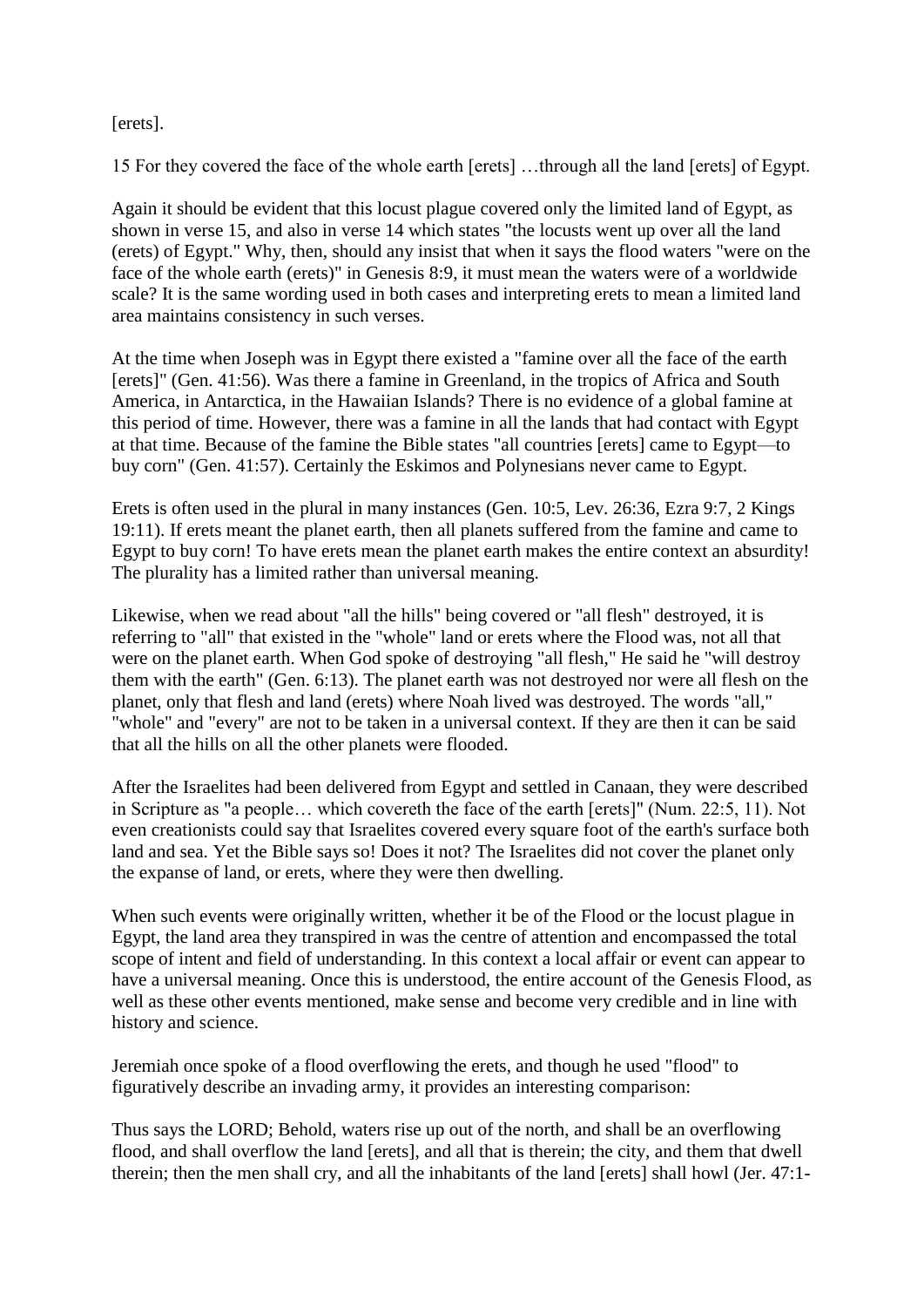[erets].

15 For they covered the face of the whole earth [erets] …through all the land [erets] of Egypt.

Again it should be evident that this locust plague covered only the limited land of Egypt, as shown in verse 15, and also in verse 14 which states "the locusts went up over all the land (erets) of Egypt." Why, then, should any insist that when it says the flood waters "were on the face of the whole earth (erets)" in Genesis 8:9, it must mean the waters were of a worldwide scale? It is the same wording used in both cases and interpreting erets to mean a limited land area maintains consistency in such verses.

At the time when Joseph was in Egypt there existed a "famine over all the face of the earth [erets]" (Gen. 41:56). Was there a famine in Greenland, in the tropics of Africa and South America, in Antarctica, in the Hawaiian Islands? There is no evidence of a global famine at this period of time. However, there was a famine in all the lands that had contact with Egypt at that time. Because of the famine the Bible states "all countries [erets] came to Egypt—to buy corn" (Gen. 41:57). Certainly the Eskimos and Polynesians never came to Egypt.

Erets is often used in the plural in many instances (Gen. 10:5, Lev. 26:36, Ezra 9:7, 2 Kings 19:11). If erets meant the planet earth, then all planets suffered from the famine and came to Egypt to buy corn! To have erets mean the planet earth makes the entire context an absurdity! The plurality has a limited rather than universal meaning.

Likewise, when we read about "all the hills" being covered or "all flesh" destroyed, it is referring to "all" that existed in the "whole" land or erets where the Flood was, not all that were on the planet earth. When God spoke of destroying "all flesh," He said he "will destroy them with the earth" (Gen. 6:13). The planet earth was not destroyed nor were all flesh on the planet, only that flesh and land (erets) where Noah lived was destroyed. The words "all," "whole" and "every" are not to be taken in a universal context. If they are then it can be said that all the hills on all the other planets were flooded.

After the Israelites had been delivered from Egypt and settled in Canaan, they were described in Scripture as "a people… which covereth the face of the earth [erets]" (Num. 22:5, 11). Not even creationists could say that Israelites covered every square foot of the earth's surface both land and sea. Yet the Bible says so! Does it not? The Israelites did not cover the planet only the expanse of land, or erets, where they were then dwelling.

When such events were originally written, whether it be of the Flood or the locust plague in Egypt, the land area they transpired in was the centre of attention and encompassed the total scope of intent and field of understanding. In this context a local affair or event can appear to have a universal meaning. Once this is understood, the entire account of the Genesis Flood, as well as these other events mentioned, make sense and become very credible and in line with history and science.

Jeremiah once spoke of a flood overflowing the erets, and though he used "flood" to figuratively describe an invading army, it provides an interesting comparison:

Thus says the LORD; Behold, waters rise up out of the north, and shall be an overflowing flood, and shall overflow the land [erets], and all that is therein; the city, and them that dwell therein; then the men shall cry, and all the inhabitants of the land [erets] shall howl (Jer. 47:1-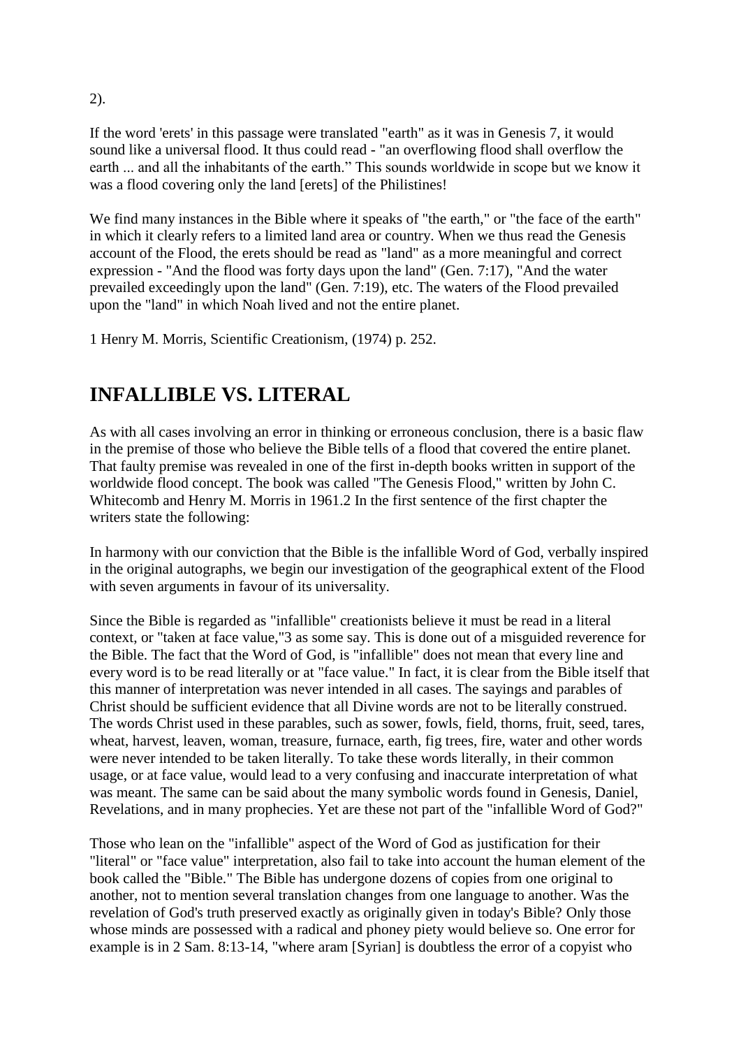2).

If the word 'erets' in this passage were translated "earth" as it was in Genesis 7, it would sound like a universal flood. It thus could read - "an overflowing flood shall overflow the earth ... and all the inhabitants of the earth." This sounds worldwide in scope but we know it was a flood covering only the land [erets] of the Philistines!

We find many instances in the Bible where it speaks of "the earth," or "the face of the earth" in which it clearly refers to a limited land area or country. When we thus read the Genesis account of the Flood, the erets should be read as "land" as a more meaningful and correct expression - "And the flood was forty days upon the land" (Gen. 7:17), "And the water prevailed exceedingly upon the land" (Gen. 7:19), etc. The waters of the Flood prevailed upon the "land" in which Noah lived and not the entire planet.

1 Henry M. Morris, Scientific Creationism, (1974) p. 252.

## INFALLIBLE VS. LITERAL

As with all cases involving an error in thinking or erroneous conclusion, there is a basic flaw in the premise of those who believe the Bible tells of a flood that covered the entire planet. That faulty premise was revealed in one of the first in-depth books written in support of the worldwide flood concept. The book was called "The Genesis Flood," written by John C. Whitecomb and Henry M. Morris in 1961.2 In the first sentence of the first chapter the writers state the following:

In harmony with our conviction that the Bible is the infallible Word of God, verbally inspired in the original autographs, we begin our investigation of the geographical extent of the Flood with seven arguments in favour of its universality.

Since the Bible is regarded as "infallible" creationists believe it must be read in a literal context, or "taken at face value,"3 as some say. This is done out of a misguided reverence for the Bible. The fact that the Word of God, is "infallible" does not mean that every line and every word is to be read literally or at "face value." In fact, it is clear from the Bible itself that this manner of interpretation was never intended in all cases. The sayings and parables of Christ should be sufficient evidence that all Divine words are not to be literally construed. The words Christ used in these parables, such as sower, fowls, field, thorns, fruit, seed, tares, wheat, harvest, leaven, woman, treasure, furnace, earth, fig trees, fire, water and other words were never intended to be taken literally. To take these words literally, in their common usage, or at face value, would lead to a very confusing and inaccurate interpretation of what was meant. The same can be said about the many symbolic words found in Genesis, Daniel, Revelations, and in many prophecies. Yet are these not part of the "infallible Word of God?"

Those who lean on the "infallible" aspect of the Word of God as justification for their "literal" or "face value" interpretation, also fail to take into account the human element of the book called the "Bible." The Bible has undergone dozens of copies from one original to another, not to mention several translation changes from one language to another. Was the revelation of God's truth preserved exactly as originally given in today's Bible? Only those whose minds are possessed with a radical and phoney piety would believe so. One error for example is in 2 Sam. 8:13-14, "where aram [Syrian] is doubtless the error of a copyist who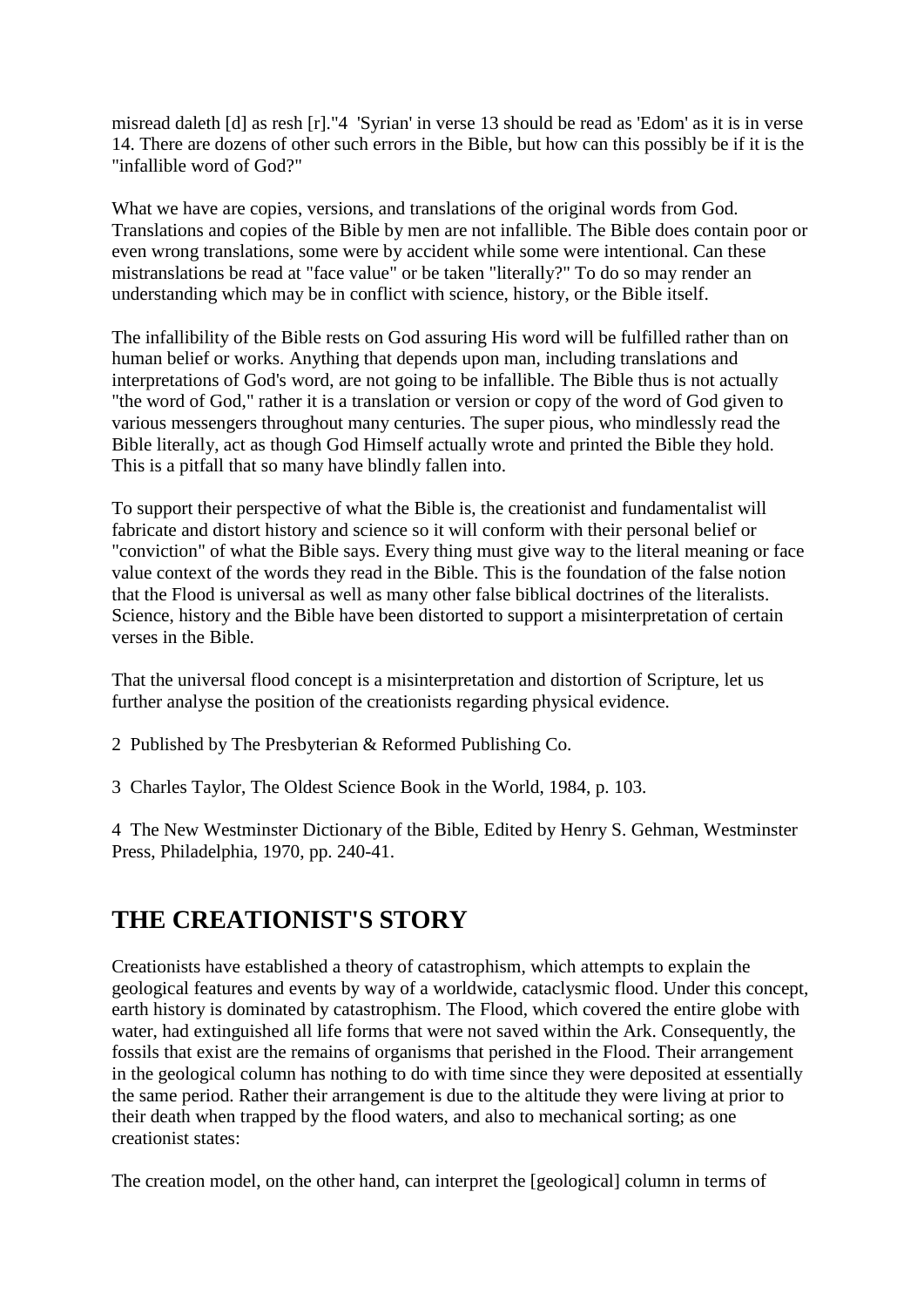misread daleth [d] as resh [r]."4 'Syrian' in verse 13 should be read as 'Edom' as it is in verse 14. There are dozens of other such errors in the Bible, but how can this possibly be if it is the "infallible word of God?"

What we have are copies, versions, and translations of the original words from God. Translations and copies of the Bible by men are not infallible. The Bible does contain poor or even wrong translations, some were by accident while some were intentional. Can these mistranslations be read at "face value" or be taken "literally?" To do so may render an understanding which may be in conflict with science, history, or the Bible itself.

The infallibility of the Bible rests on God assuring His word will be fulfilled rather than on human belief or works. Anything that depends upon man, including translations and interpretations of God's word, are not going to be infallible. The Bible thus is not actually "the word of God," rather it is a translation or version or copy of the word of God given to various messengers throughout many centuries. The super pious, who mindlessly read the Bible literally, act as though God Himself actually wrote and printed the Bible they hold. This is a pitfall that so many have blindly fallen into.

To support their perspective of what the Bible is, the creationist and fundamentalist will fabricate and distort history and science so it will conform with their personal belief or "conviction" of what the Bible says. Every thing must give way to the literal meaning or face value context of the words they read in the Bible. This is the foundation of the false notion that the Flood is universal as well as many other false biblical doctrines of the literalists. Science, history and the Bible have been distorted to support a misinterpretation of certain verses in the Bible.

That the universal flood concept is a misinterpretation and distortion of Scripture, let us further analyse the position of the creationists regarding physical evidence.

2 Published by The Presbyterian & Reformed Publishing Co.

3 Charles Taylor, The Oldest Science Book in the World, 1984, p. 103.

4 The New Westminster Dictionary of the Bible, Edited by Henry S. Gehman, Westminster Press, Philadelphia, 1970, pp. 240-41.

## THE CREATIONIST'S STORY

Creationists have established a theory of catastrophism, which attempts to explain the geological features and events by way of a worldwide, cataclysmic flood. Under this concept, earth history is dominated by catastrophism. The Flood, which covered the entire globe with water, had extinguished all life forms that were not saved within the Ark. Consequently, the fossils that exist are the remains of organisms that perished in the Flood. Their arrangement in the geological column has nothing to do with time since they were deposited at essentially the same period. Rather their arrangement is due to the altitude they were living at prior to their death when trapped by the flood waters, and also to mechanical sorting; as one creationist states:

The creation model, on the other hand, can interpret the [geological] column in terms of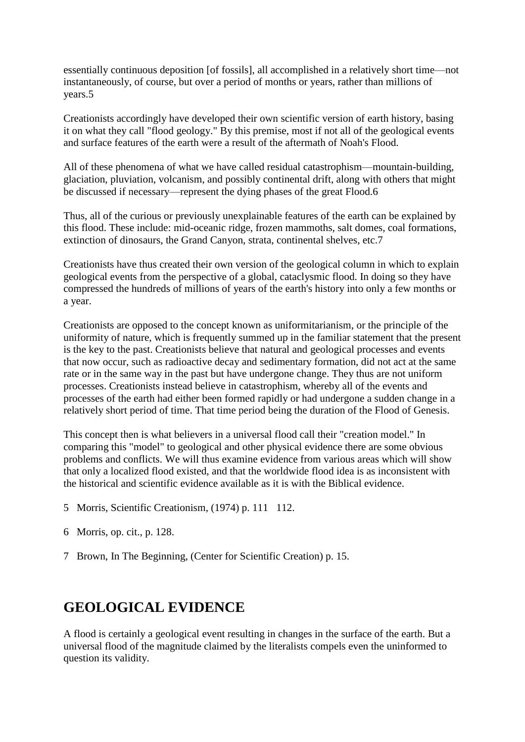essentially continuous deposition [of fossils], all accomplished in a relatively short time—not instantaneously, of course, but over a period of months or years, rather than millions of years.5

Creationists accordingly have developed their own scientific version of earth history, basing it on what they call "flood geology." By this premise, most if not all of the geological events and surface features of the earth were a result of the aftermath of Noah's Flood.

All of these phenomena of what we have called residual catastrophism—mountain-building, glaciation, pluviation, volcanism, and possibly continental drift, along with others that might be discussed if necessary—represent the dying phases of the great Flood.6

Thus, all of the curious or previously unexplainable features of the earth can be explained by this flood. These include: mid-oceanic ridge, frozen mammoths, salt domes, coal formations, extinction of dinosaurs, the Grand Canyon, strata, continental shelves, etc.7

Creationists have thus created their own version of the geological column in which to explain geological events from the perspective of a global, cataclysmic flood. In doing so they have compressed the hundreds of millions of years of the earth's history into only a few months or a year.

Creationists are opposed to the concept known as uniformitarianism, or the principle of the uniformity of nature, which is frequently summed up in the familiar statement that the present is the key to the past. Creationists believe that natural and geological processes and events that now occur, such as radioactive decay and sedimentary formation, did not act at the same rate or in the same way in the past but have undergone change. They thus are not uniform processes. Creationists instead believe in catastrophism, whereby all of the events and processes of the earth had either been formed rapidly or had undergone a sudden change in a relatively short period of time. That time period being the duration of the Flood of Genesis.

This concept then is what believers in a universal flood call their "creation model." In comparing this "model" to geological and other physical evidence there are some obvious problems and conflicts. We will thus examine evidence from various areas which will show that only a localized flood existed, and that the worldwide flood idea is as inconsistent with the historical and scientific evidence available as it is with the Biblical evidence.

5 Morris, Scientific Creationism, (1974) p. 111 112.

6 Morris, op. cit., p. 128.

7 Brown, In The Beginning, (Center for Scientific Creation) p. 15.

## GEOLOGICAL EVIDENCE

A flood is certainly a geological event resulting in changes in the surface of the earth. But a universal flood of the magnitude claimed by the literalists compels even the uninformed to question its validity.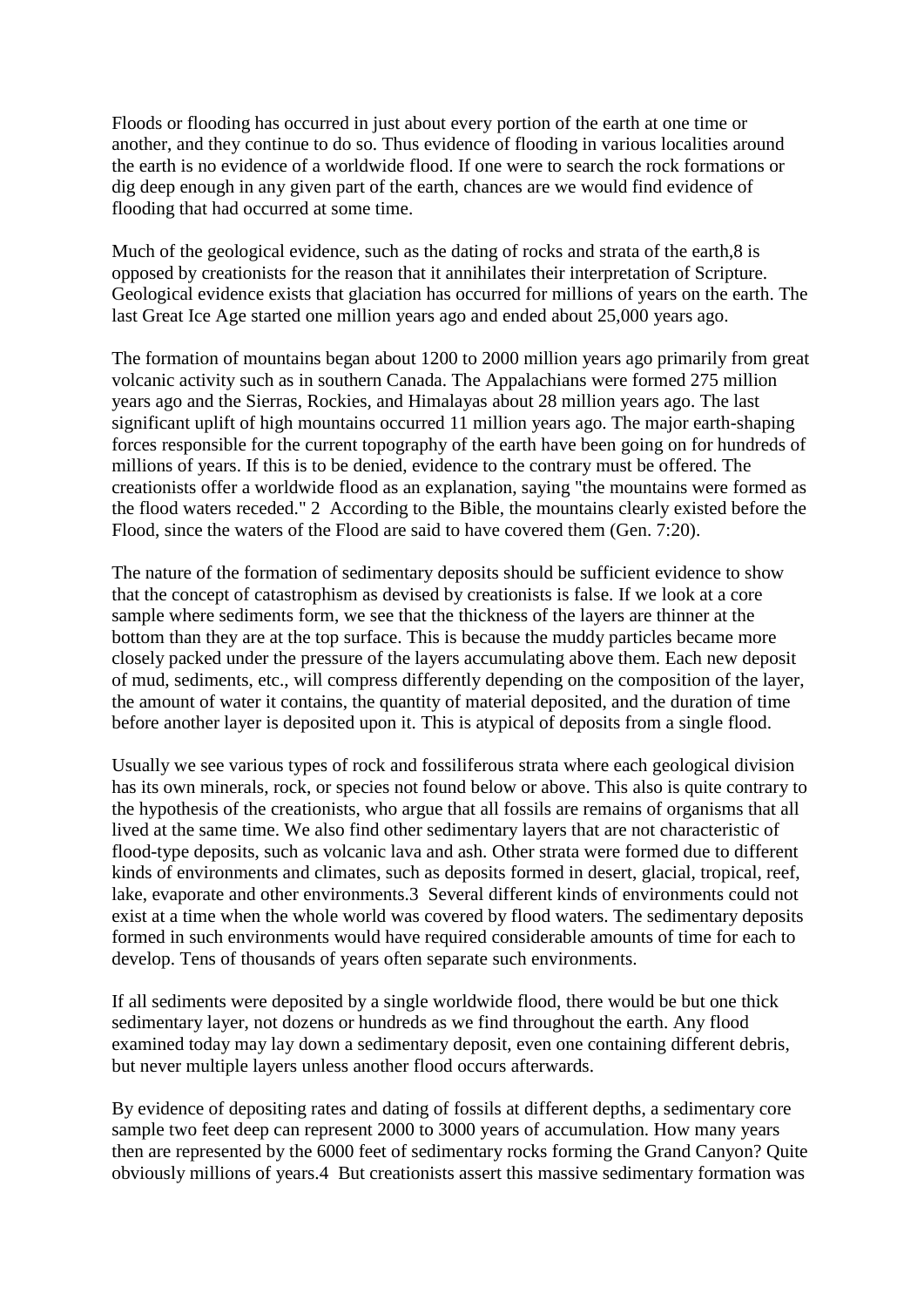Floods or flooding has occurred in just about every portion of the earth at one time or another, and they continue to do so. Thus evidence of flooding in various localities around the earth is no evidence of a worldwide flood. If one were to search the rock formations or dig deep enough in any given part of the earth, chances are we would find evidence of flooding that had occurred at some time.

Much of the geological evidence, such as the dating of rocks and strata of the earth,8 is opposed by creationists for the reason that it annihilates their interpretation of Scripture. Geological evidence exists that glaciation has occurred for millions of years on the earth. The last Great Ice Age started one million years ago and ended about 25,000 years ago.

The formation of mountains began about 1200 to 2000 million years ago primarily from great volcanic activity such as in southern Canada. The Appalachians were formed 275 million years ago and the Sierras, Rockies, and Himalayas about 28 million years ago. The last significant uplift of high mountains occurred 11 million years ago. The major earth-shaping forces responsible for the current topography of the earth have been going on for hundreds of millions of years. If this is to be denied, evidence to the contrary must be offered. The creationists offer a worldwide flood as an explanation, saying "the mountains were formed as the flood waters receded." 2  According to the Bible, the mountains clearly existed before the Flood, since the waters of the Flood are said to have covered them (Gen. 7:20).

The nature of the formation of sedimentary deposits should be sufficient evidence to show that the concept of catastrophism as devised by creationists is false. If we look at a core sample where sediments form, we see that the thickness of the layers are thinner at the bottom than they are at the top surface. This is because the muddy particles became more closely packed under the pressure of the layers accumulating above them. Each new deposit of mud, sediments, etc., will compress differently depending on the composition of the layer, the amount of water it contains, the quantity of material deposited, and the duration of time before another layer is deposited upon it. This is atypical of deposits from a single flood.

Usually we see various types of rock and fossiliferous strata where each geological division has its own minerals, rock, or species not found below or above. This also is quite contrary to the hypothesis of the creationists, who argue that all fossils are remains of organisms that all lived at the same time. We also find other sedimentary layers that are not characteristic of flood-type deposits, such as volcanic lava and ash. Other strata were formed due to different kinds of environments and climates, such as deposits formed in desert, glacial, tropical, reef, lake, evaporate and other environments.3  Several different kinds of environments could not exist at a time when the whole world was covered by flood waters. The sedimentary deposits formed in such environments would have required considerable amounts of time for each to develop. Tens of thousands of years often separate such environments.

If all sediments were deposited by a single worldwide flood, there would be but one thick sedimentary layer, not dozens or hundreds as we find throughout the earth. Any flood examined today may lay down a sedimentary deposit, even one containing different debris, but never multiple layers unless another flood occurs afterwards.

By evidence of depositing rates and dating of fossils at different depths, a sedimentary core sample two feet deep can represent 2000 to 3000 years of accumulation. How many years then are represented by the 6000 feet of sedimentary rocks forming the Grand Canyon? Quite obviously millions of years.4  But creationists assert this massive sedimentary formation was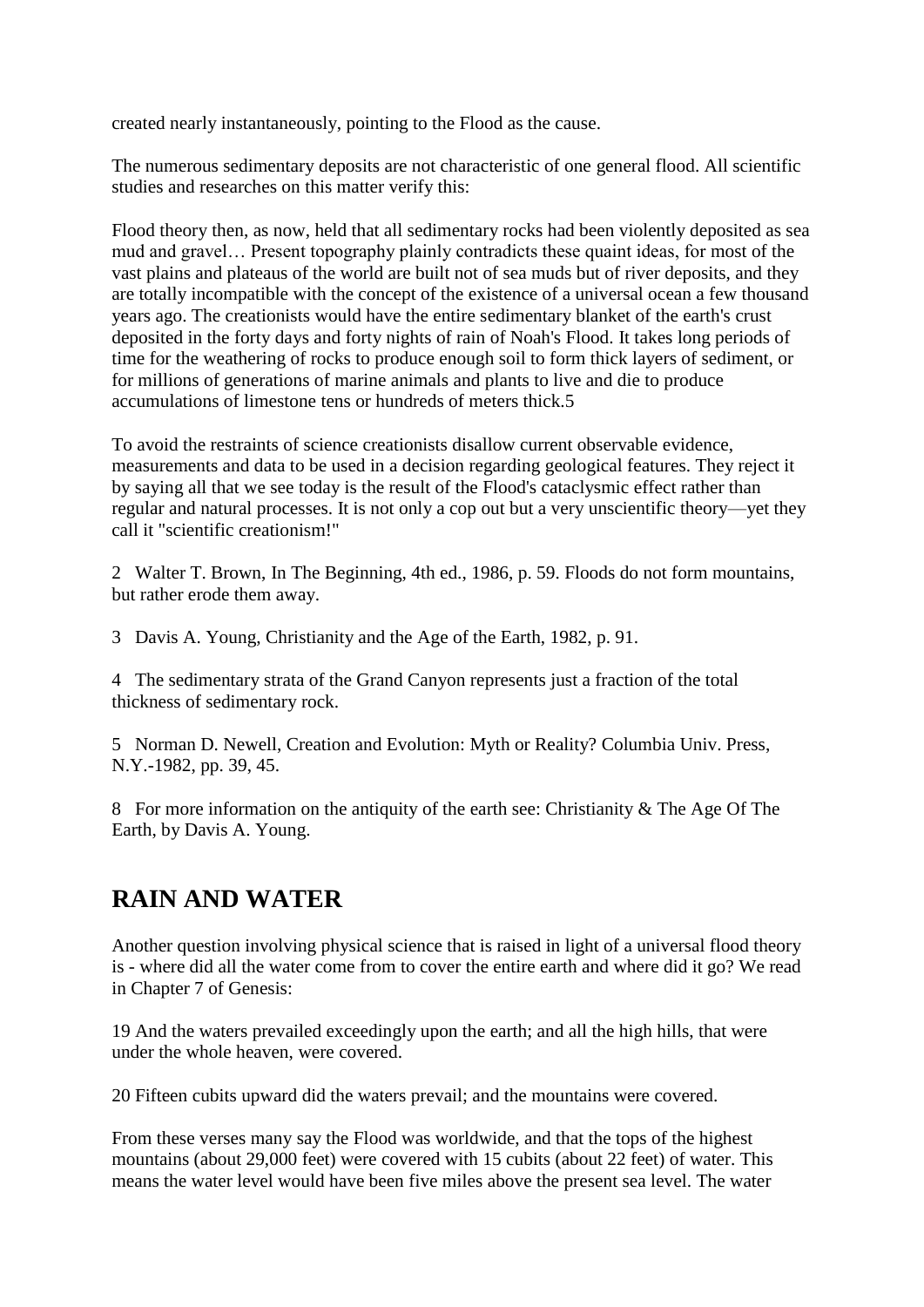created nearly instantaneously, pointing to the Flood as the cause.

The numerous sedimentary deposits are not characteristic of one general flood. All scientific studies and researches on this matter verify this:

Flood theory then, as now, held that all sedimentary rocks had been violently deposited as sea mud and gravel… Present topography plainly contradicts these quaint ideas, for most of the vast plains and plateaus of the world are built not of sea muds but of river deposits, and they are totally incompatible with the concept of the existence of a universal ocean a few thousand years ago. The creationists would have the entire sedimentary blanket of the earth's crust deposited in the forty days and forty nights of rain of Noah's Flood. It takes long periods of time for the weathering of rocks to produce enough soil to form thick layers of sediment, or for millions of generations of marine animals and plants to live and die to produce accumulations of limestone tens or hundreds of meters thick.5

To avoid the restraints of science creationists disallow current observable evidence, measurements and data to be used in a decision regarding geological features. They reject it by saying all that we see today is the result of the Flood's cataclysmic effect rather than regular and natural processes. It is not only a cop out but a very unscientific theory—yet they call it "scientific creationism!"

2 Walter T. Brown, In The Beginning, 4th ed., 1986, p. 59. Floods do not form mountains, but rather erode them away.

3 Davis A. Young, Christianity and the Age of the Earth, 1982, p. 91.

4 The sedimentary strata of the Grand Canyon represents just a fraction of the total thickness of sedimentary rock.

5 Norman D. Newell, Creation and Evolution: Myth or Reality? Columbia Univ. Press, N.Y.-1982, pp. 39, 45.

8 For more information on the antiquity of the earth see: Christianity & The Age Of The Earth, by Davis A. Young.

## RAIN AND WATER

Another question involving physical science that is raised in light of a universal flood theory is - where did all the water come from to cover the entire earth and where did it go? We read in Chapter 7 of Genesis:

19 And the waters prevailed exceedingly upon the earth; and all the high hills, that were under the whole heaven, were covered.

20 Fifteen cubits upward did the waters prevail; and the mountains were covered.

From these verses many say the Flood was worldwide, and that the tops of the highest mountains (about 29,000 feet) were covered with 15 cubits (about 22 feet) of water. This means the water level would have been five miles above the present sea level. The water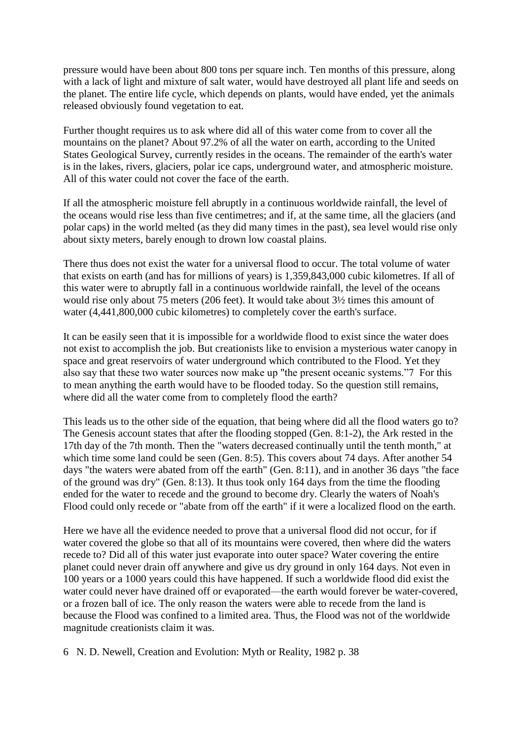pressure would have been about 800 tons per square inch. Ten months of this pressure, along with a lack of light and mixture of salt water, would have destroyed all plant life and seeds on the planet. The entire life cycle, which depends on plants, would have ended, yet the animals released obviously found vegetation to eat.

Further thought requires us to ask where did all of this water come from to cover all the mountains on the planet? About 97.2% of all the water on earth, according to the United States Geological Survey, currently resides in the oceans. The remainder of the earth's water is in the lakes, rivers, glaciers, polar ice caps, underground water, and atmospheric moisture. All of this water could not cover the face of the earth.

If all the atmospheric moisture fell abruptly in a continuous worldwide rainfall, the level of the oceans would rise less than five centimetres; and if, at the same time, all the glaciers (and polar caps) in the world melted (as they did many times in the past), sea level would rise only about sixty meters, barely enough to drown low coastal plains.

There thus does not exist the water for a universal flood to occur. The total volume of water that exists on earth (and has for millions of years) is 1,359,843,000 cubic kilometres. If all of this water were to abruptly fall in a continuous worldwide rainfall, the level of the oceans would rise only about 75 meters (206 feet). It would take about 3½ times this amount of water (4,441,800,000 cubic kilometres) to completely cover the earth's surface.

It can be easily seen that it is impossible for a worldwide flood to exist since the water does not exist to accomplish the job. But creationists like to envision a mysterious water canopy in space and great reservoirs of water underground which contributed to the Flood. Yet they also say that these two water sources now make up "the present oceanic systems."7 For this to mean anything the earth would have to be flooded today. So the question still remains, where did all the water come from to completely flood the earth?

This leads us to the other side of the equation, that being where did all the flood waters go to? The Genesis account states that after the flooding stopped (Gen. 8:1-2), the Ark rested in the 17th day of the 7th month. Then the "waters decreased continually until the tenth month," at which time some land could be seen (Gen. 8:5). This covers about 74 days. After another 54 days "the waters were abated from off the earth" (Gen. 8:11), and in another 36 days "the face of the ground was dry" (Gen. 8:13). It thus took only 164 days from the time the flooding ended for the water to recede and the ground to become dry. Clearly the waters of Noah's Flood could only recede or "abate from off the earth" if it were a localized flood on the earth.

Here we have all the evidence needed to prove that a universal flood did not occur, for if water covered the globe so that all of its mountains were covered, then where did the waters recede to? Did all of this water just evaporate into outer space? Water covering the entire planet could never drain off anywhere and give us dry ground in only 164 days. Not even in 100 years or a 1000 years could this have happened. If such a worldwide flood did exist the water could never have drained off or evaporated—the earth would forever be water-covered, or a frozen ball of ice. The only reason the waters were able to recede from the land is because the Flood was confined to a limited area. Thus, the Flood was not of the worldwide magnitude creationists claim it was.

6 N. D. Newell, Creation and Evolution: Myth or Reality, 1982 p. 38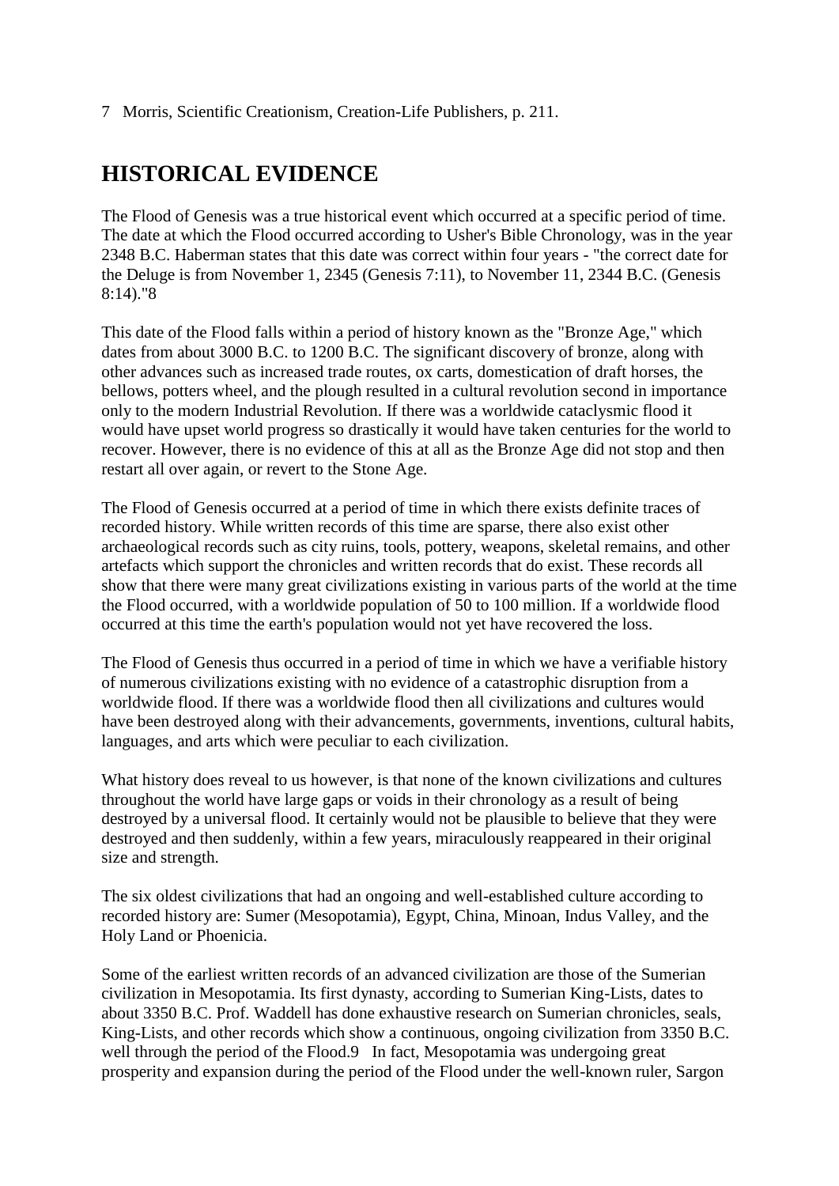7 Morris, Scientific Creationism, Creation-Life Publishers, p. 211.

## HISTORICAL EVIDENCE

The Flood of Genesis was a true historical event which occurred at a specific period of time. The date at which the Flood occurred according to Usher's Bible Chronology, was in the year 2348 B.C. Haberman states that this date was correct within four years - "the correct date for the Deluge is from November 1, 2345 (Genesis 7:11), to November 11, 2344 B.C. (Genesis 8:14)."[8]

This date of the Flood falls within a period of history known as the "Bronze Age," which dates from about 3000 B.C. to 1200 B.C. The significant discovery of bronze, along with other advances such as increased trade routes, ox carts, domestication of draft horses, the bellows, potters wheel, and the plough resulted in a cultural revolution second in importance only to the modern Industrial Revolution. If there was a worldwide cataclysmic flood it would have upset world progress so drastically it would have taken centuries for the world to recover. However, there is no evidence of this at all as the Bronze Age did not stop and then restart all over again, or revert to the Stone Age.

The Flood of Genesis occurred at a period of time in which there exists definite traces of recorded history. While written records of this time are sparse, there also exist other archaeological records such as city ruins, tools, pottery, weapons, skeletal remains, and other artefacts which support the chronicles and written records that do exist. These records all show that there were many great civilizations existing in various parts of the world at the time the Flood occurred, with a worldwide population of 50 to 100 million. If a worldwide flood occurred at this time the earth's population would not yet have recovered the loss.

The Flood of Genesis thus occurred in a period of time in which we have a verifiable history of numerous civilizations existing with no evidence of a catastrophic disruption from a worldwide flood. If there was a worldwide flood then all civilizations and cultures would have been destroyed along with their advancements, governments, inventions, cultural habits, languages, and arts which were peculiar to each civilization.

What history does reveal to us however, is that none of the known civilizations and cultures throughout the world have large gaps or voids in their chronology as a result of being destroyed by a universal flood. It certainly would not be plausible to believe that they were destroyed and then suddenly, within a few years, miraculously reappeared in their original size and strength.

The six oldest civilizations that had an ongoing and well-established culture according to recorded history are: Sumer (Mesopotamia), Egypt, China, Minoan, Indus Valley, and the Holy Land or Phoenicia.

Some of the earliest written records of an advanced civilization are those of the Sumerian civilization in Mesopotamia. Its first dynasty, according to Sumerian King-Lists, dates to about 3350 B.C. Prof. Waddell has done exhaustive research on Sumerian chronicles, seals, King-Lists, and other records which show a continuous, ongoing civilization from 3350 B.C. well through the period of the Flood.[9] In fact, Mesopotamia was undergoing great prosperity and expansion during the period of the Flood under the well-known ruler, Sargon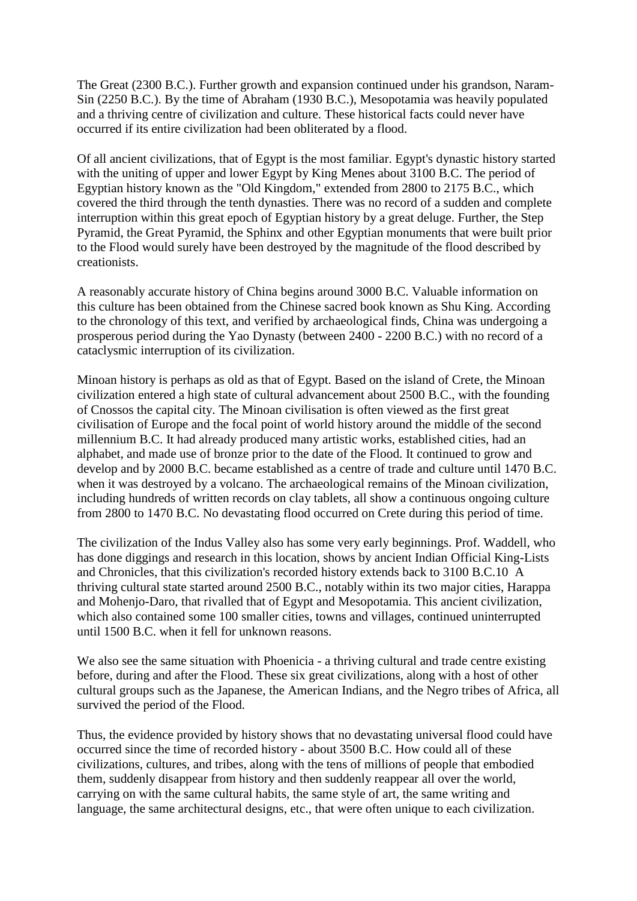The Great (2300 B.C.). Further growth and expansion continued under his grandson, Naram-Sin (2250 B.C.). By the time of Abraham (1930 B.C.), Mesopotamia was heavily populated and a thriving centre of civilization and culture. These historical facts could never have occurred if its entire civilization had been obliterated by a flood.

Of all ancient civilizations, that of Egypt is the most familiar. Egypt's dynastic history started with the uniting of upper and lower Egypt by King Menes about 3100 B.C. The period of Egyptian history known as the "Old Kingdom," extended from 2800 to 2175 B.C., which covered the third through the tenth dynasties. There was no record of a sudden and complete interruption within this great epoch of Egyptian history by a great deluge. Further, the Step Pyramid, the Great Pyramid, the Sphinx and other Egyptian monuments that were built prior to the Flood would surely have been destroyed by the magnitude of the flood described by creationists.

A reasonably accurate history of China begins around 3000 B.C. Valuable information on this culture has been obtained from the Chinese sacred book known as Shu King. According to the chronology of this text, and verified by archaeological finds, China was undergoing a prosperous period during the Yao Dynasty (between 2400 - 2200 B.C.) with no record of a cataclysmic interruption of its civilization.

Minoan history is perhaps as old as that of Egypt. Based on the island of Crete, the Minoan civilization entered a high state of cultural advancement about 2500 B.C., with the founding of Cnossos the capital city. The Minoan civilisation is often viewed as the first great civilisation of Europe and the focal point of world history around the middle of the second millennium B.C. It had already produced many artistic works, established cities, had an alphabet, and made use of bronze prior to the date of the Flood. It continued to grow and develop and by 2000 B.C. became established as a centre of trade and culture until 1470 B.C. when it was destroyed by a volcano. The archaeological remains of the Minoan civilization, including hundreds of written records on clay tablets, all show a continuous ongoing culture from 2800 to 1470 B.C. No devastating flood occurred on Crete during this period of time.

The civilization of the Indus Valley also has some very early beginnings. Prof. Waddell, who has done diggings and research in this location, shows by ancient Indian Official King-Lists and Chronicles, that this civilization's recorded history extends back to 3100 B.C.[10] A thriving cultural state started around 2500 B.C., notably within its two major cities, Harappa and Mohenjo-Daro, that rivalled that of Egypt and Mesopotamia. This ancient civilization, which also contained some 100 smaller cities, towns and villages, continued uninterrupted until 1500 B.C. when it fell for unknown reasons.

We also see the same situation with Phoenicia - a thriving cultural and trade centre existing before, during and after the Flood. These six great civilizations, along with a host of other cultural groups such as the Japanese, the American Indians, and the Negro tribes of Africa, all survived the period of the Flood.

Thus, the evidence provided by history shows that no devastating universal flood could have occurred since the time of recorded history - about 3500 B.C. How could all of these civilizations, cultures, and tribes, along with the tens of millions of people that embodied them, suddenly disappear from history and then suddenly reappear all over the world, carrying on with the same cultural habits, the same style of art, the same writing and language, the same architectural designs, etc., that were often unique to each civilization.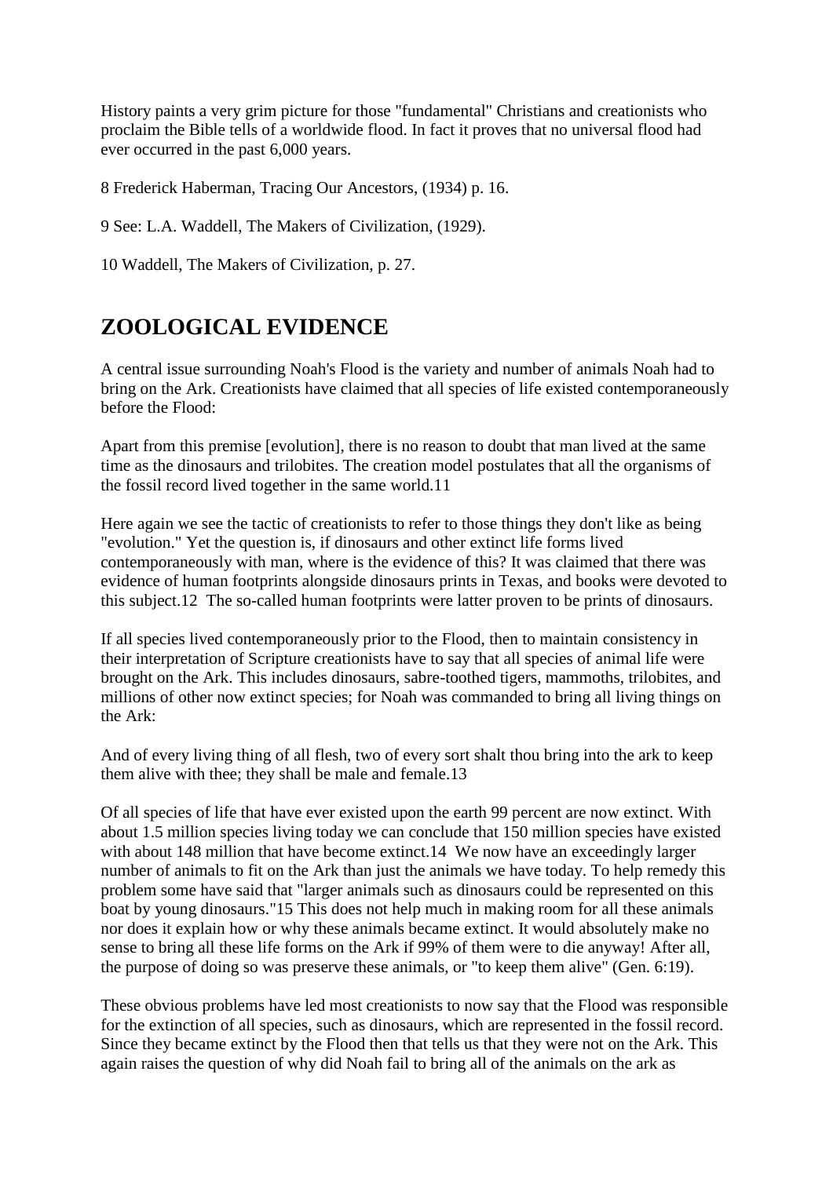History paints a very grim picture for those "fundamental" Christians and creationists who proclaim the Bible tells of a worldwide flood. In fact it proves that no universal flood had ever occurred in the past 6,000 years.

8 Frederick Haberman, Tracing Our Ancestors, (1934) p. 16.

9 See: L.A. Waddell, The Makers of Civilization, (1929).

10 Waddell, The Makers of Civilization, p. 27.

## ZOOLOGICAL EVIDENCE

A central issue surrounding Noah's Flood is the variety and number of animals Noah had to bring on the Ark. Creationists have claimed that all species of life existed contemporaneously before the Flood:

Apart from this premise [evolution], there is no reason to doubt that man lived at the same time as the dinosaurs and trilobites. The creation model postulates that all the organisms of the fossil record lived together in the same world.11

Here again we see the tactic of creationists to refer to those things they don't like as being "evolution." Yet the question is, if dinosaurs and other extinct life forms lived contemporaneously with man, where is the evidence of this? It was claimed that there was evidence of human footprints alongside dinosaurs prints in Texas, and books were devoted to this subject.12 The so-called human footprints were latter proven to be prints of dinosaurs.

If all species lived contemporaneously prior to the Flood, then to maintain consistency in their interpretation of Scripture creationists have to say that all species of animal life were brought on the Ark. This includes dinosaurs, sabre-toothed tigers, mammoths, trilobites, and millions of other now extinct species; for Noah was commanded to bring all living things on the Ark:

And of every living thing of all flesh, two of every sort shalt thou bring into the ark to keep them alive with thee; they shall be male and female.13

Of all species of life that have ever existed upon the earth 99 percent are now extinct. With about 1.5 million species living today we can conclude that 150 million species have existed with about 148 million that have become extinct.14 We now have an exceedingly larger number of animals to fit on the Ark than just the animals we have today. To help remedy this problem some have said that "larger animals such as dinosaurs could be represented on this boat by young dinosaurs."15 This does not help much in making room for all these animals nor does it explain how or why these animals became extinct. It would absolutely make no sense to bring all these life forms on the Ark if 99% of them were to die anyway! After all, the purpose of doing so was preserve these animals, or "to keep them alive" (Gen. 6:19).

These obvious problems have led most creationists to now say that the Flood was responsible for the extinction of all species, such as dinosaurs, which are represented in the fossil record. Since they became extinct by the Flood then that tells us that they were not on the Ark. This again raises the question of why did Noah fail to bring all of the animals on the ark as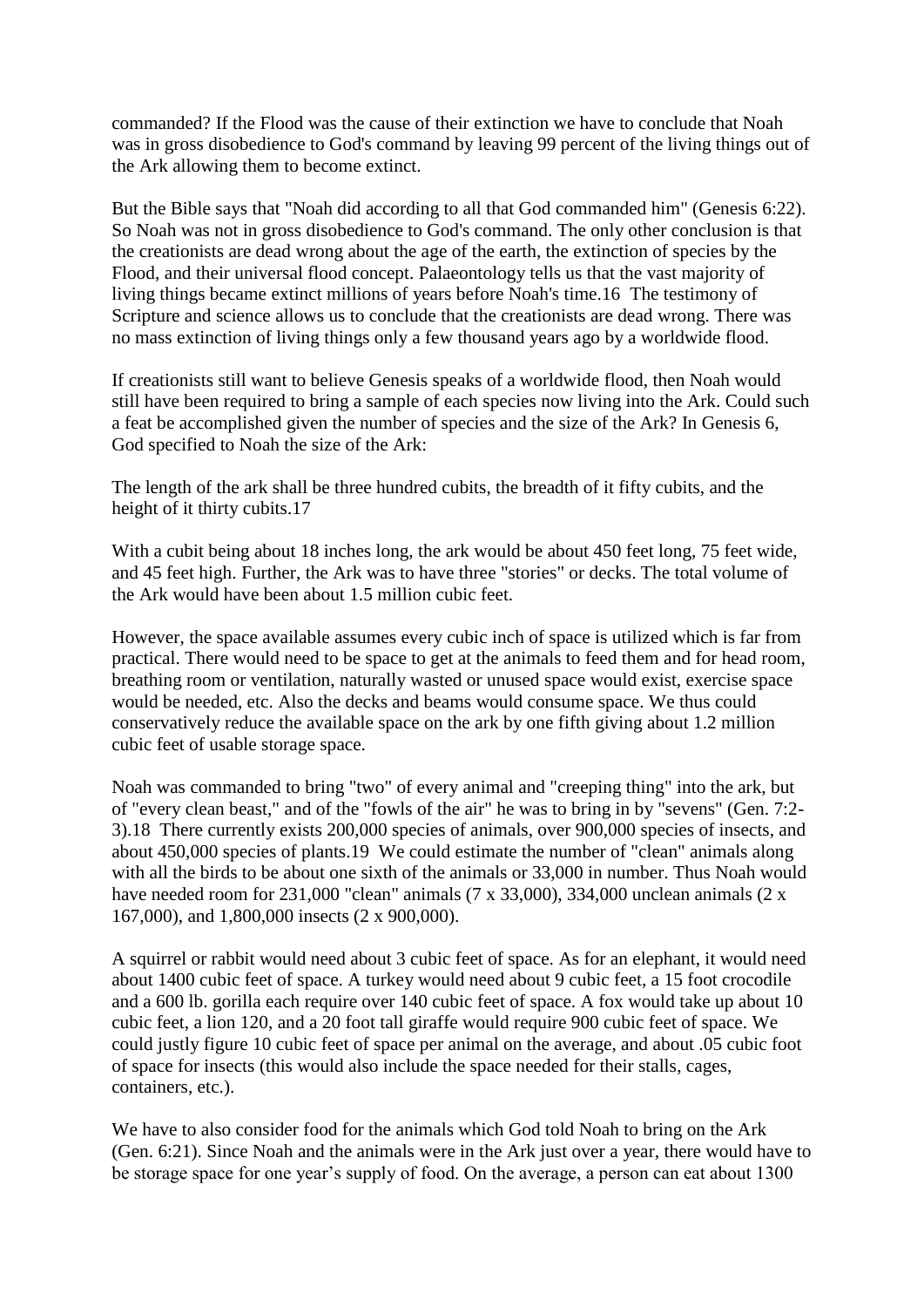commanded? If the Flood was the cause of their extinction we have to conclude that Noah was in gross disobedience to God's command by leaving 99 percent of the living things out of the Ark allowing them to become extinct.

But the Bible says that "Noah did according to all that God commanded him" (Genesis 6:22). So Noah was not in gross disobedience to God's command. The only other conclusion is that the creationists are dead wrong about the age of the earth, the extinction of species by the Flood, and their universal flood concept. Palaeontology tells us that the vast majority of living things became extinct millions of years before Noah's time.16 The testimony of Scripture and science allows us to conclude that the creationists are dead wrong. There was no mass extinction of living things only a few thousand years ago by a worldwide flood.

If creationists still want to believe Genesis speaks of a worldwide flood, then Noah would still have been required to bring a sample of each species now living into the Ark. Could such a feat be accomplished given the number of species and the size of the Ark? In Genesis 6, God specified to Noah the size of the Ark:

The length of the ark shall be three hundred cubits, the breadth of it fifty cubits, and the height of it thirty cubits.17

With a cubit being about 18 inches long, the ark would be about 450 feet long, 75 feet wide, and 45 feet high. Further, the Ark was to have three "stories" or decks. The total volume of the Ark would have been about 1.5 million cubic feet.

However, the space available assumes every cubic inch of space is utilized which is far from practical. There would need to be space to get at the animals to feed them and for head room, breathing room or ventilation, naturally wasted or unused space would exist, exercise space would be needed, etc. Also the decks and beams would consume space. We thus could conservatively reduce the available space on the ark by one fifth giving about 1.2 million cubic feet of usable storage space.

Noah was commanded to bring "two" of every animal and "creeping thing" into the ark, but of "every clean beast," and of the "fowls of the air" he was to bring in by "sevens" (Gen. 7:2-3).18 There currently exists 200,000 species of animals, over 900,000 species of insects, and about 450,000 species of plants.19 We could estimate the number of "clean" animals along with all the birds to be about one sixth of the animals or 33,000 in number. Thus Noah would have needed room for 231,000 "clean" animals (7 x 33,000), 334,000 unclean animals (2 x 167,000), and 1,800,000 insects (2 x 900,000).

A squirrel or rabbit would need about 3 cubic feet of space. As for an elephant, it would need about 1400 cubic feet of space. A turkey would need about 9 cubic feet, a 15 foot crocodile and a 600 lb. gorilla each require over 140 cubic feet of space. A fox would take up about 10 cubic feet, a lion 120, and a 20 foot tall giraffe would require 900 cubic feet of space. We could justly figure 10 cubic feet of space per animal on the average, and about .05 cubic foot of space for insects (this would also include the space needed for their stalls, cages, containers, etc.).

We have to also consider food for the animals which God told Noah to bring on the Ark (Gen. 6:21). Since Noah and the animals were in the Ark just over a year, there would have to be storage space for one year's supply of food. On the average, a person can eat about 1300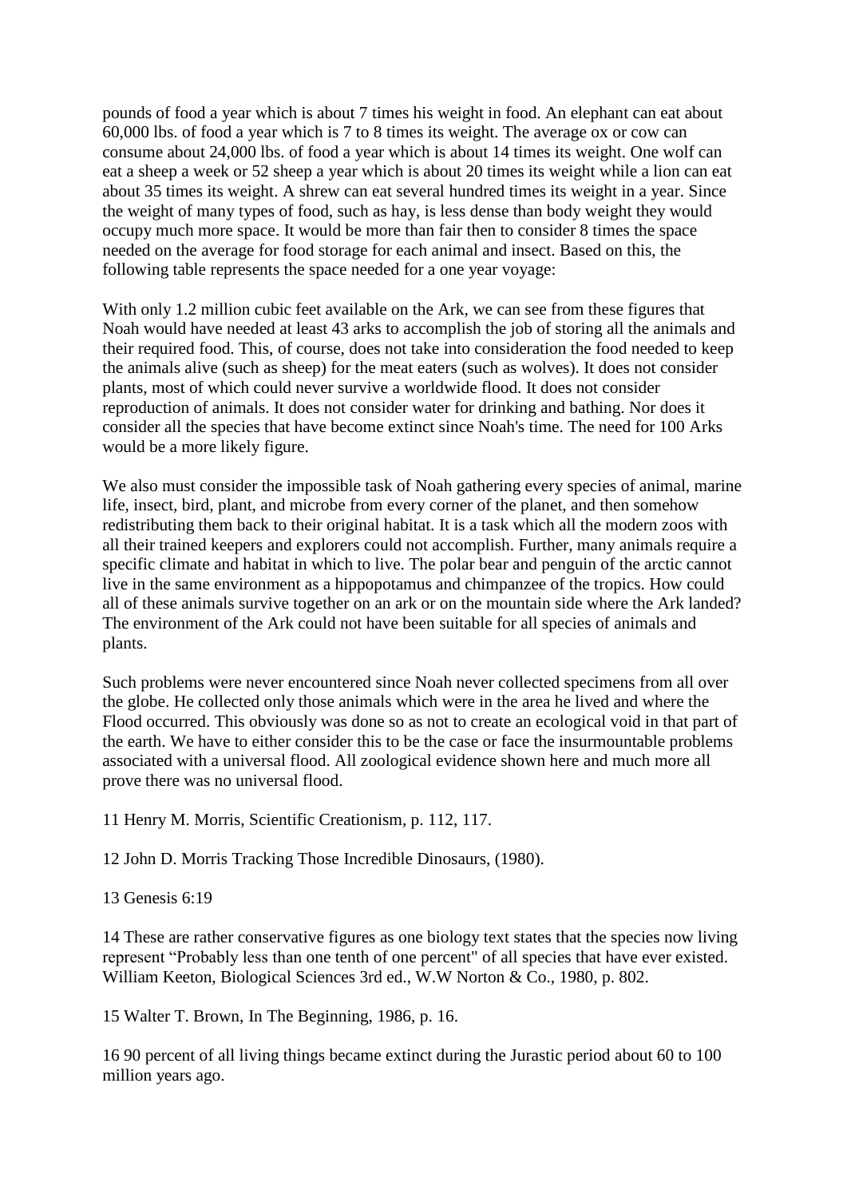pounds of food a year which is about 7 times his weight in food. An elephant can eat about 60,000 lbs. of food a year which is 7 to 8 times its weight. The average ox or cow can consume about 24,000 lbs. of food a year which is about 14 times its weight. One wolf can eat a sheep a week or 52 sheep a year which is about 20 times its weight while a lion can eat about 35 times its weight. A shrew can eat several hundred times its weight in a year. Since the weight of many types of food, such as hay, is less dense than body weight they would occupy much more space. It would be more than fair then to consider 8 times the space needed on the average for food storage for each animal and insect. Based on this, the following table represents the space needed for a one year voyage:

With only 1.2 million cubic feet available on the Ark, we can see from these figures that Noah would have needed at least 43 arks to accomplish the job of storing all the animals and their required food. This, of course, does not take into consideration the food needed to keep the animals alive (such as sheep) for the meat eaters (such as wolves). It does not consider plants, most of which could never survive a worldwide flood. It does not consider reproduction of animals. It does not consider water for drinking and bathing. Nor does it consider all the species that have become extinct since Noah's time. The need for 100 Arks would be a more likely figure.

We also must consider the impossible task of Noah gathering every species of animal, marine life, insect, bird, plant, and microbe from every corner of the planet, and then somehow redistributing them back to their original habitat. It is a task which all the modern zoos with all their trained keepers and explorers could not accomplish. Further, many animals require a specific climate and habitat in which to live. The polar bear and penguin of the arctic cannot live in the same environment as a hippopotamus and chimpanzee of the tropics. How could all of these animals survive together on an ark or on the mountain side where the Ark landed? The environment of the Ark could not have been suitable for all species of animals and plants.

Such problems were never encountered since Noah never collected specimens from all over the globe. He collected only those animals which were in the area he lived and where the Flood occurred. This obviously was done so as not to create an ecological void in that part of the earth. We have to either consider this to be the case or face the insurmountable problems associated with a universal flood. All zoological evidence shown here and much more all prove there was no universal flood.

11 Henry M. Morris, Scientific Creationism, p. 112, 117.

12 John D. Morris Tracking Those Incredible Dinosaurs, (1980).

13 Genesis 6:19

14 These are rather conservative figures as one biology text states that the species now living represent “Probably less than one tenth of one percent" of all species that have ever existed. William Keeton, Biological Sciences 3rd ed., W.W Norton & Co., 1980, p. 802.

15 Walter T. Brown, In The Beginning, 1986, p. 16.

16 90 percent of all living things became extinct during the Jurastic period about 60 to 100 million years ago.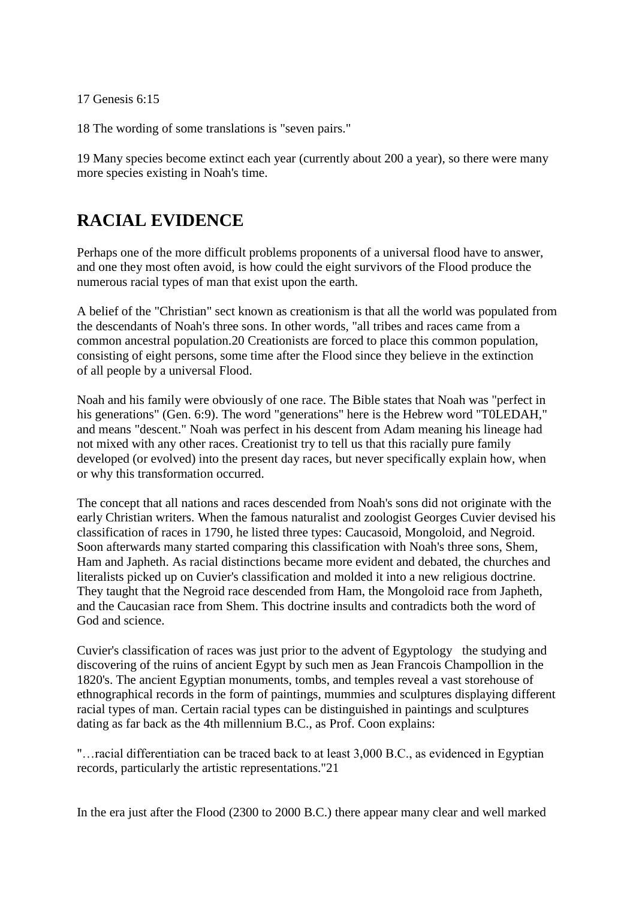17 Genesis 6:15

18 The wording of some translations is "seven pairs."

19 Many species become extinct each year (currently about 200 a year), so there were many more species existing in Noah's time.

## RACIAL EVIDENCE

Perhaps one of the more difficult problems proponents of a universal flood have to answer, and one they most often avoid, is how could the eight survivors of the Flood produce the numerous racial types of man that exist upon the earth.

A belief of the "Christian" sect known as creationism is that all the world was populated from the descendants of Noah's three sons. In other words, "all tribes and races came from a common ancestral population.20 Creationists are forced to place this common population, consisting of eight persons, some time after the Flood since they believe in the extinction of all people by a universal Flood.

Noah and his family were obviously of one race. The Bible states that Noah was "perfect in his generations" (Gen. 6:9). The word "generations" here is the Hebrew word "T0LEDAH," and means "descent." Noah was perfect in his descent from Adam meaning his lineage had not mixed with any other races. Creationist try to tell us that this racially pure family developed (or evolved) into the present day races, but never specifically explain how, when or why this transformation occurred.

The concept that all nations and races descended from Noah's sons did not originate with the early Christian writers. When the famous naturalist and zoologist Georges Cuvier devised his classification of races in 1790, he listed three types: Caucasoid, Mongoloid, and Negroid. Soon afterwards many started comparing this classification with Noah's three sons, Shem, Ham and Japheth. As racial distinctions became more evident and debated, the churches and literalists picked up on Cuvier's classification and molded it into a new religious doctrine. They taught that the Negroid race descended from Ham, the Mongoloid race from Japheth, and the Caucasian race from Shem. This doctrine insults and contradicts both the word of God and science.

Cuvier's classification of races was just prior to the advent of Egyptology the studying and discovering of the ruins of ancient Egypt by such men as Jean Francois Champollion in the 1820's. The ancient Egyptian monuments, tombs, and temples reveal a vast storehouse of ethnographical records in the form of paintings, mummies and sculptures displaying different racial types of man. Certain racial types can be distinguished in paintings and sculptures dating as far back as the 4th millennium B.C., as Prof. Coon explains:

"…racial differentiation can be traced back to at least 3,000 B.C., as evidenced in Egyptian records, particularly the artistic representations."21

In the era just after the Flood (2300 to 2000 B.C.) there appear many clear and well marked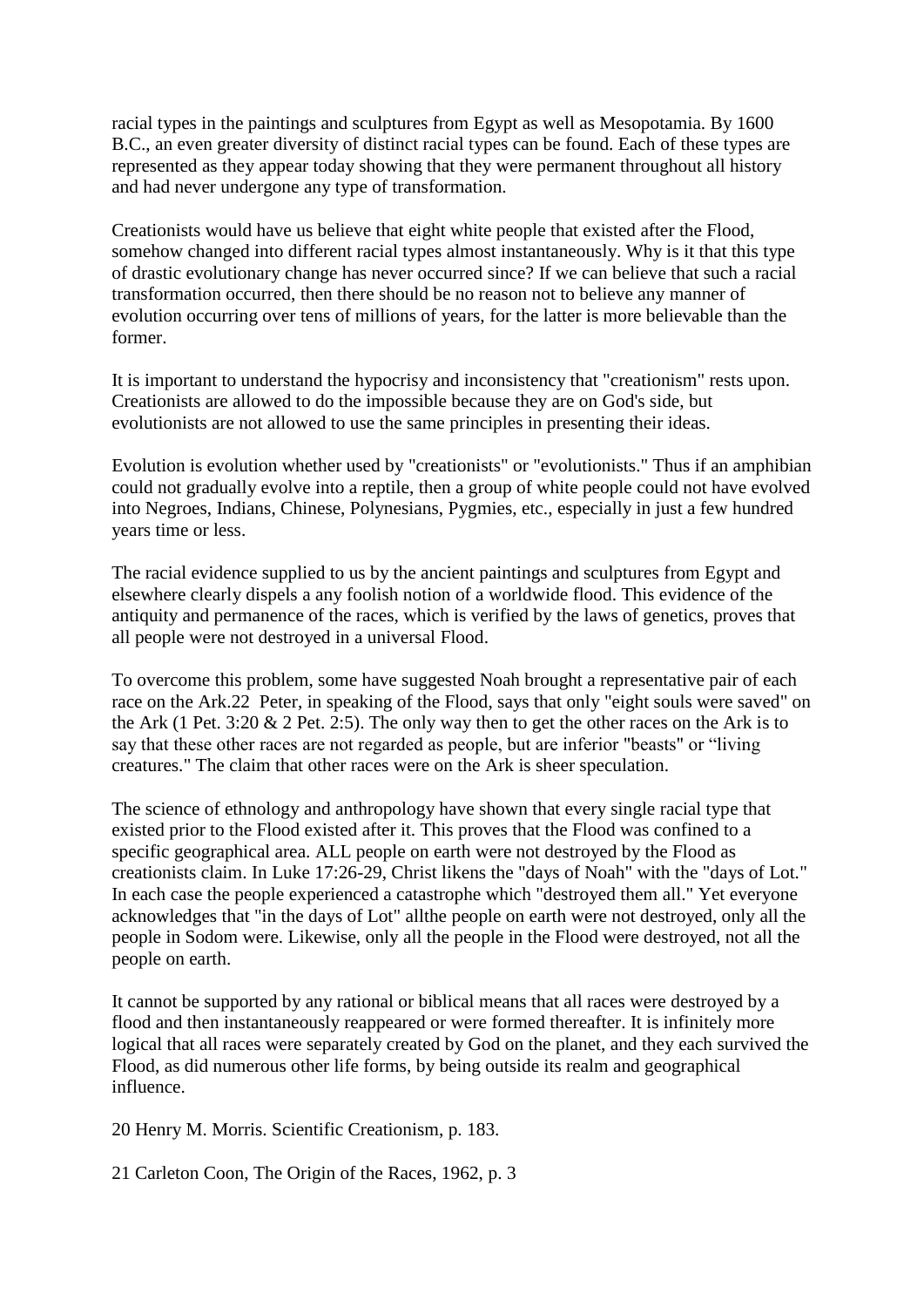racial types in the paintings and sculptures from Egypt as well as Mesopotamia. By 1600 B.C., an even greater diversity of distinct racial types can be found. Each of these types are represented as they appear today showing that they were permanent throughout all history and had never undergone any type of transformation.

Creationists would have us believe that eight white people that existed after the Flood, somehow changed into different racial types almost instantaneously. Why is it that this type of drastic evolutionary change has never occurred since? If we can believe that such a racial transformation occurred, then there should be no reason not to believe any manner of evolution occurring over tens of millions of years, for the latter is more believable than the former.

It is important to understand the hypocrisy and inconsistency that "creationism" rests upon. Creationists are allowed to do the impossible because they are on God's side, but evolutionists are not allowed to use the same principles in presenting their ideas.

Evolution is evolution whether used by "creationists" or "evolutionists." Thus if an amphibian could not gradually evolve into a reptile, then a group of white people could not have evolved into Negroes, Indians, Chinese, Polynesians, Pygmies, etc., especially in just a few hundred years time or less.

The racial evidence supplied to us by the ancient paintings and sculptures from Egypt and elsewhere clearly dispels a any foolish notion of a worldwide flood. This evidence of the antiquity and permanence of the races, which is verified by the laws of genetics, proves that all people were not destroyed in a universal Flood.

To overcome this problem, some have suggested Noah brought a representative pair of each race on the Ark.22 Peter, in speaking of the Flood, says that only "eight souls were saved" on the Ark (1 Pet. 3:20 & 2 Pet. 2:5). The only way then to get the other races on the Ark is to say that these other races are not regarded as people, but are inferior "beasts" or "living creatures." The claim that other races were on the Ark is sheer speculation.

The science of ethnology and anthropology have shown that every single racial type that existed prior to the Flood existed after it. This proves that the Flood was confined to a specific geographical area. ALL people on earth were not destroyed by the Flood as creationists claim. In Luke 17:26-29, Christ likens the "days of Noah" with the "days of Lot." In each case the people experienced a catastrophe which "destroyed them all." Yet everyone acknowledges that "in the days of Lot" allthe people on earth were not destroyed, only all the people in Sodom were. Likewise, only all the people in the Flood were destroyed, not all the people on earth.

It cannot be supported by any rational or biblical means that all races were destroyed by a flood and then instantaneously reappeared or were formed thereafter. It is infinitely more logical that all races were separately created by God on the planet, and they each survived the Flood, as did numerous other life forms, by being outside its realm and geographical influence.

20 Henry M. Morris. Scientific Creationism, p. 183.

21 Carleton Coon, The Origin of the Races, 1962, p. 3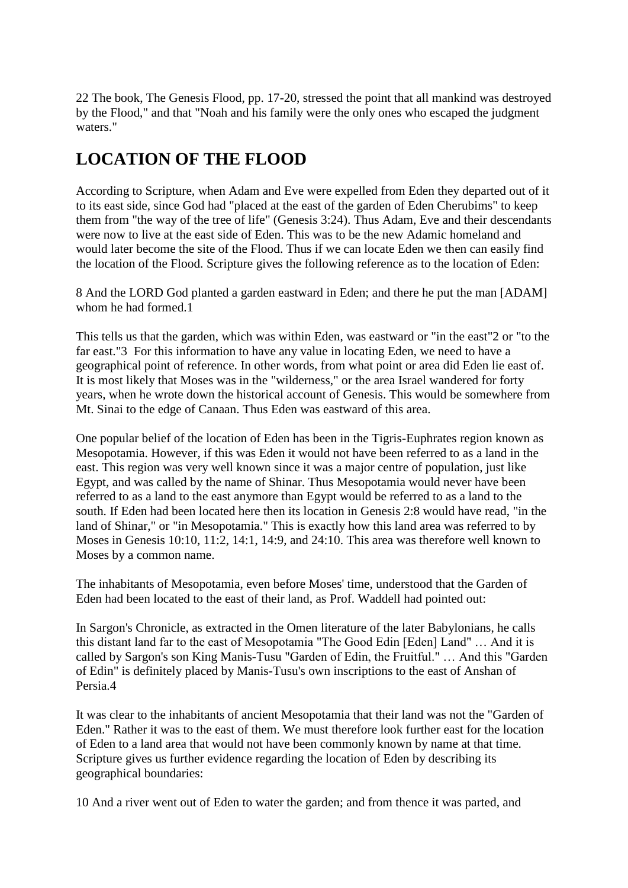22 The book, The Genesis Flood, pp. 17-20, stressed the point that all mankind was destroyed by the Flood," and that "Noah and his family were the only ones who escaped the judgment waters."

## LOCATION OF THE FLOOD

According to Scripture, when Adam and Eve were expelled from Eden they departed out of it to its east side, since God had "placed at the east of the garden of Eden Cherubims" to keep them from "the way of the tree of life" (Genesis 3:24). Thus Adam, Eve and their descendants were now to live at the east side of Eden. This was to be the new Adamic homeland and would later become the site of the Flood. Thus if we can locate Eden we then can easily find the location of the Flood. Scripture gives the following reference as to the location of Eden:

8 And the LORD God planted a garden eastward in Eden; and there he put the man [ADAM] whom he had formed.1

This tells us that the garden, which was within Eden, was eastward or "in the east"2 or "to the far east."3 For this information to have any value in locating Eden, we need to have a geographical point of reference. In other words, from what point or area did Eden lie east of. It is most likely that Moses was in the "wilderness," or the area Israel wandered for forty years, when he wrote down the historical account of Genesis. This would be somewhere from Mt. Sinai to the edge of Canaan. Thus Eden was eastward of this area.

One popular belief of the location of Eden has been in the Tigris-Euphrates region known as Mesopotamia. However, if this was Eden it would not have been referred to as a land in the east. This region was very well known since it was a major centre of population, just like Egypt, and was called by the name of Shinar. Thus Mesopotamia would never have been referred to as a land to the east anymore than Egypt would be referred to as a land to the south. If Eden had been located here then its location in Genesis 2:8 would have read, "in the land of Shinar," or "in Mesopotamia." This is exactly how this land area was referred to by Moses in Genesis 10:10, 11:2, 14:1, 14:9, and 24:10. This area was therefore well known to Moses by a common name.

The inhabitants of Mesopotamia, even before Moses' time, understood that the Garden of Eden had been located to the east of their land, as Prof. Waddell had pointed out:

In Sargon's Chronicle, as extracted in the Omen literature of the later Babylonians, he calls this distant land far to the east of Mesopotamia "The Good Edin [Eden] Land" … And it is called by Sargon's son King Manis-Tusu "Garden of Edin, the Fruitful." … And this "Garden of Edin" is definitely placed by Manis-Tusu's own inscriptions to the east of Anshan of Persia.4

It was clear to the inhabitants of ancient Mesopotamia that their land was not the "Garden of Eden." Rather it was to the east of them. We must therefore look further east for the location of Eden to a land area that would not have been commonly known by name at that time. Scripture gives us further evidence regarding the location of Eden by describing its geographical boundaries:

10 And a river went out of Eden to water the garden; and from thence it was parted, and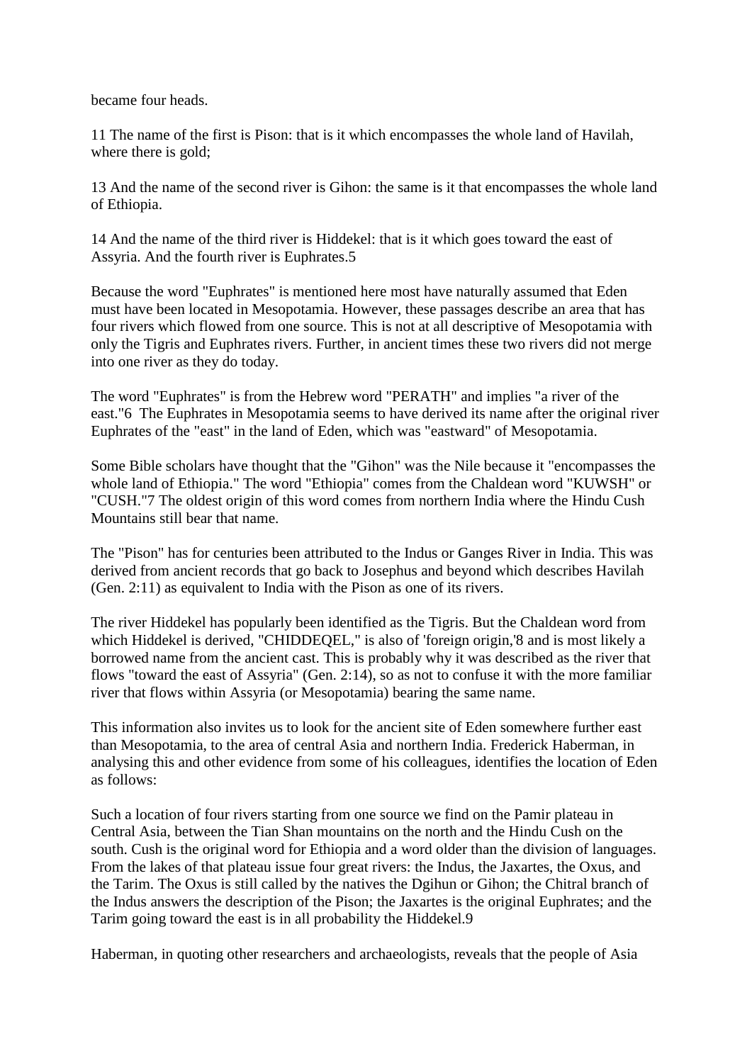became four heads.

11 The name of the first is Pison: that is it which encompasses the whole land of Havilah, where there is gold;

13 And the name of the second river is Gihon: the same is it that encompasses the whole land of Ethiopia.

14 And the name of the third river is Hiddekel: that is it which goes toward the east of Assyria. And the fourth river is Euphrates.5

Because the word "Euphrates" is mentioned here most have naturally assumed that Eden must have been located in Mesopotamia. However, these passages describe an area that has four rivers which flowed from one source. This is not at all descriptive of Mesopotamia with only the Tigris and Euphrates rivers. Further, in ancient times these two rivers did not merge into one river as they do today.

The word "Euphrates" is from the Hebrew word "PERATH" and implies "a river of the east."6 The Euphrates in Mesopotamia seems to have derived its name after the original river Euphrates of the "east" in the land of Eden, which was "eastward" of Mesopotamia.

Some Bible scholars have thought that the "Gihon" was the Nile because it "encompasses the whole land of Ethiopia." The word "Ethiopia" comes from the Chaldean word "KUWSH" or "CUSH."7 The oldest origin of this word comes from northern India where the Hindu Cush Mountains still bear that name.

The "Pison" has for centuries been attributed to the Indus or Ganges River in India. This was derived from ancient records that go back to Josephus and beyond which describes Havilah (Gen. 2:11) as equivalent to India with the Pison as one of its rivers.

The river Hiddekel has popularly been identified as the Tigris. But the Chaldean word from which Hiddekel is derived, "CHIDDEQEL," is also of 'foreign origin,'8 and is most likely a borrowed name from the ancient cast. This is probably why it was described as the river that flows "toward the east of Assyria" (Gen. 2:14), so as not to confuse it with the more familiar river that flows within Assyria (or Mesopotamia) bearing the same name.

This information also invites us to look for the ancient site of Eden somewhere further east than Mesopotamia, to the area of central Asia and northern India. Frederick Haberman, in analysing this and other evidence from some of his colleagues, identifies the location of Eden as follows:

Such a location of four rivers starting from one source we find on the Pamir plateau in Central Asia, between the Tian Shan mountains on the north and the Hindu Cush on the south. Cush is the original word for Ethiopia and a word older than the division of languages. From the lakes of that plateau issue four great rivers: the Indus, the Jaxartes, the Oxus, and the Tarim. The Oxus is still called by the natives the Dgihun or Gihon; the Chitral branch of the Indus answers the description of the Pison; the Jaxartes is the original Euphrates; and the Tarim going toward the east is in all probability the Hiddekel.9

Haberman, in quoting other researchers and archaeologists, reveals that the people of Asia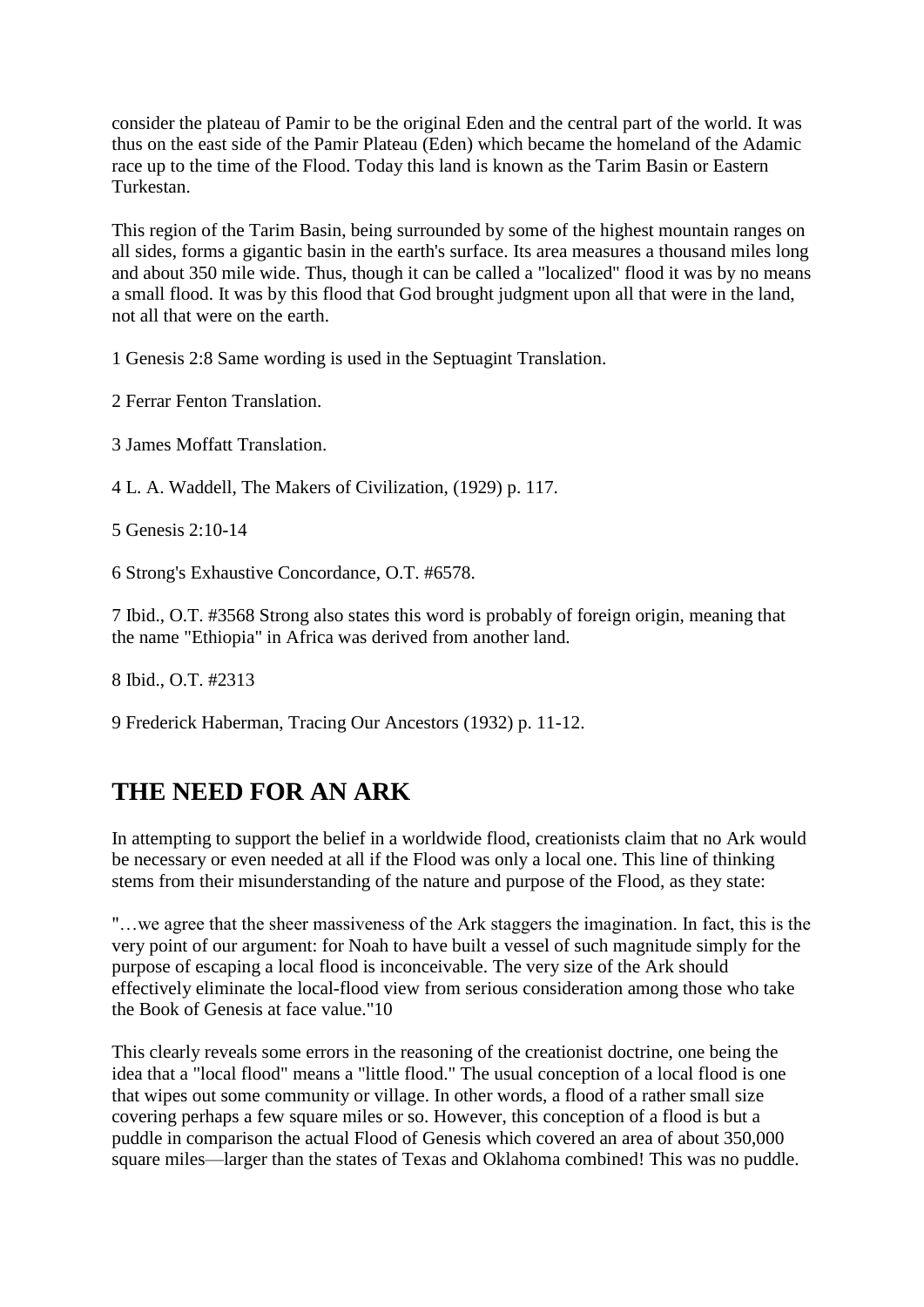consider the plateau of Pamir to be the original Eden and the central part of the world. It was thus on the east side of the Pamir Plateau (Eden) which became the homeland of the Adamic race up to the time of the Flood. Today this land is known as the Tarim Basin or Eastern Turkestan.

This region of the Tarim Basin, being surrounded by some of the highest mountain ranges on all sides, forms a gigantic basin in the earth's surface. Its area measures a thousand miles long and about 350 mile wide. Thus, though it can be called a "localized" flood it was by no means a small flood. It was by this flood that God brought judgment upon all that were in the land, not all that were on the earth.

1 Genesis 2:8 Same wording is used in the Septuagint Translation.

2 Ferrar Fenton Translation.

3 James Moffatt Translation.

4 L. A. Waddell, The Makers of Civilization, (1929) p. 117.

5 Genesis 2:10-14

6 Strong's Exhaustive Concordance, O.T. #6578.

7 Ibid., O.T. #3568 Strong also states this word is probably of foreign origin, meaning that the name "Ethiopia" in Africa was derived from another land.

8 Ibid., O.T. #2313

9 Frederick Haberman, Tracing Our Ancestors (1932) p. 11-12.

## THE NEED FOR AN ARK

In attempting to support the belief in a worldwide flood, creationists claim that no Ark would be necessary or even needed at all if the Flood was only a local one. This line of thinking stems from their misunderstanding of the nature and purpose of the Flood, as they state:

"…we agree that the sheer massiveness of the Ark staggers the imagination. In fact, this is the very point of our argument: for Noah to have built a vessel of such magnitude simply for the purpose of escaping a local flood is inconceivable. The very size of the Ark should effectively eliminate the local-flood view from serious consideration among those who take the Book of Genesis at face value."10

This clearly reveals some errors in the reasoning of the creationist doctrine, one being the idea that a "local flood" means a "little flood." The usual conception of a local flood is one that wipes out some community or village. In other words, a flood of a rather small size covering perhaps a few square miles or so. However, this conception of a flood is but a puddle in comparison the actual Flood of Genesis which covered an area of about 350,000 square miles—larger than the states of Texas and Oklahoma combined! This was no puddle.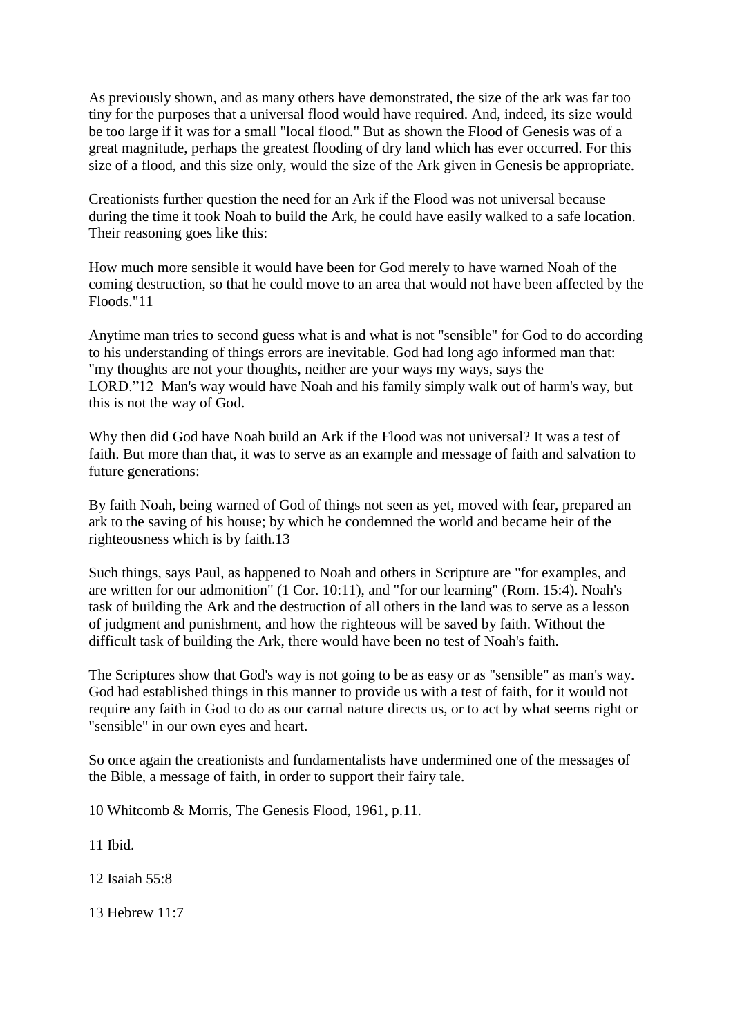As previously shown, and as many others have demonstrated, the size of the ark was far too tiny for the purposes that a universal flood would have required. And, indeed, its size would be too large if it was for a small "local flood." But as shown the Flood of Genesis was of a great magnitude, perhaps the greatest flooding of dry land which has ever occurred. For this size of a flood, and this size only, would the size of the Ark given in Genesis be appropriate.

Creationists further question the need for an Ark if the Flood was not universal because during the time it took Noah to build the Ark, he could have easily walked to a safe location. Their reasoning goes like this:

How much more sensible it would have been for God merely to have warned Noah of the coming destruction, so that he could move to an area that would not have been affected by the Floods."11

Anytime man tries to second guess what is and what is not "sensible" for God to do according to his understanding of things errors are inevitable. God had long ago informed man that: "my thoughts are not your thoughts, neither are your ways my ways, says the LORD."12 Man's way would have Noah and his family simply walk out of harm's way, but this is not the way of God.

Why then did God have Noah build an Ark if the Flood was not universal? It was a test of faith. But more than that, it was to serve as an example and message of faith and salvation to future generations:

By faith Noah, being warned of God of things not seen as yet, moved with fear, prepared an ark to the saving of his house; by which he condemned the world and became heir of the righteousness which is by faith.13

Such things, says Paul, as happened to Noah and others in Scripture are "for examples, and are written for our admonition" (1 Cor. 10:11), and "for our learning" (Rom. 15:4). Noah's task of building the Ark and the destruction of all others in the land was to serve as a lesson of judgment and punishment, and how the righteous will be saved by faith. Without the difficult task of building the Ark, there would have been no test of Noah's faith.

The Scriptures show that God's way is not going to be as easy or as "sensible" as man's way. God had established things in this manner to provide us with a test of faith, for it would not require any faith in God to do as our carnal nature directs us, or to act by what seems right or "sensible" in our own eyes and heart.

So once again the creationists and fundamentalists have undermined one of the messages of the Bible, a message of faith, in order to support their fairy tale.

10 Whitcomb & Morris, The Genesis Flood, 1961, p.11.

11 Ibid.

12 Isaiah 55:8

13 Hebrew 11:7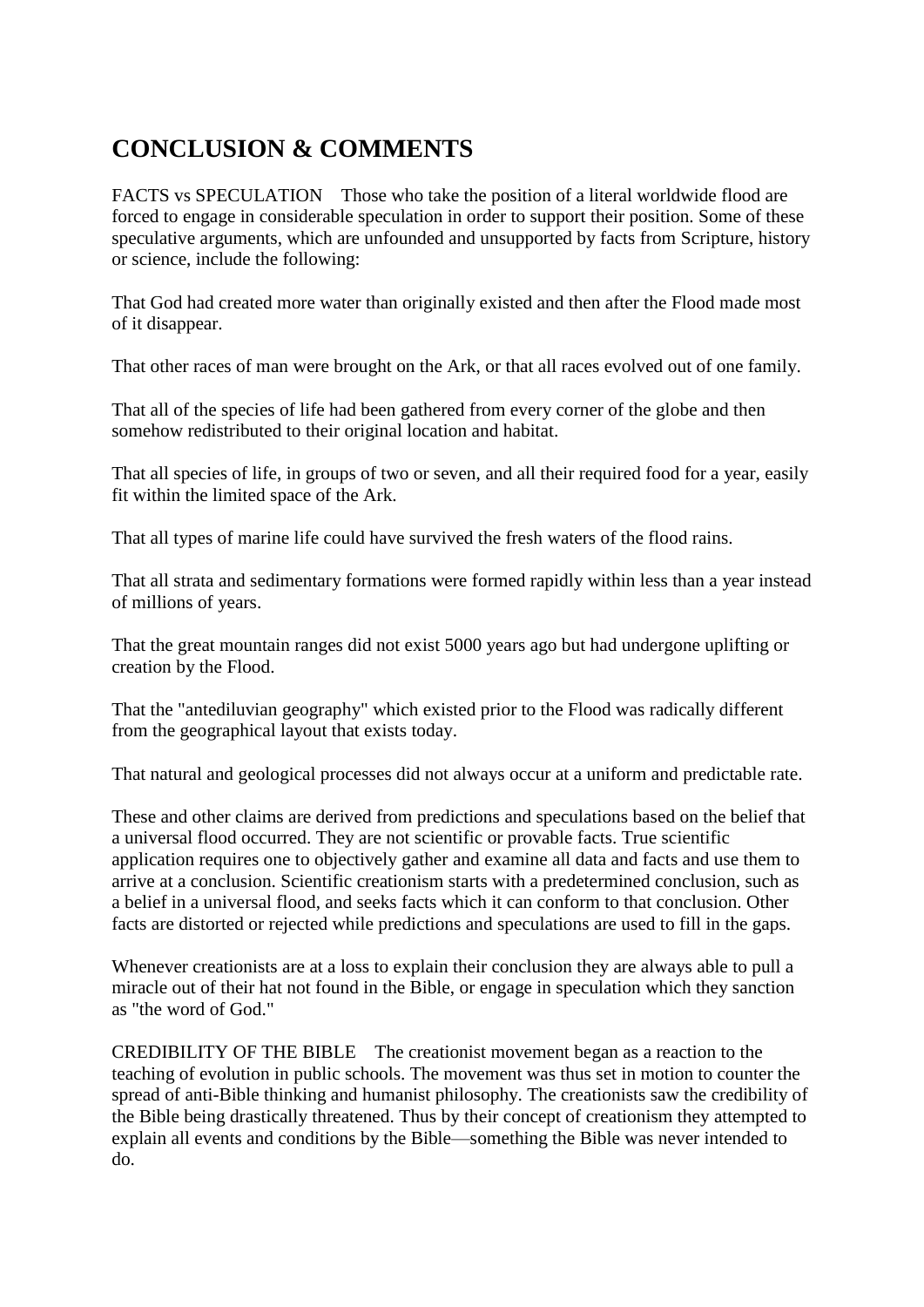# CONCLUSION & COMMENTS

FACTS vs SPECULATION    Those who take the position of a literal worldwide flood are forced to engage in considerable speculation in order to support their position. Some of these speculative arguments, which are unfounded and unsupported by facts from Scripture, history or science, include the following:

That God had created more water than originally existed and then after the Flood made most of it disappear.

That other races of man were brought on the Ark, or that all races evolved out of one family.

That all of the species of life had been gathered from every corner of the globe and then somehow redistributed to their original location and habitat.

That all species of life, in groups of two or seven, and all their required food for a year, easily fit within the limited space of the Ark.

That all types of marine life could have survived the fresh waters of the flood rains.

That all strata and sedimentary formations were formed rapidly within less than a year instead of millions of years.

That the great mountain ranges did not exist 5000 years ago but had undergone uplifting or creation by the Flood.

That the "antediluvian geography" which existed prior to the Flood was radically different from the geographical layout that exists today.

That natural and geological processes did not always occur at a uniform and predictable rate.

These and other claims are derived from predictions and speculations based on the belief that a universal flood occurred. They are not scientific or provable facts. True scientific application requires one to objectively gather and examine all data and facts and use them to arrive at a conclusion. Scientific creationism starts with a predetermined conclusion, such as a belief in a universal flood, and seeks facts which it can conform to that conclusion. Other facts are distorted or rejected while predictions and speculations are used to fill in the gaps.

Whenever creationists are at a loss to explain their conclusion they are always able to pull a miracle out of their hat not found in the Bible, or engage in speculation which they sanction as "the word of God."

CREDIBILITY OF THE BIBLE    The creationist movement began as a reaction to the teaching of evolution in public schools. The movement was thus set in motion to counter the spread of anti-Bible thinking and humanist philosophy. The creationists saw the credibility of the Bible being drastically threatened. Thus by their concept of creationism they attempted to explain all events and conditions by the Bible—something the Bible was never intended to do.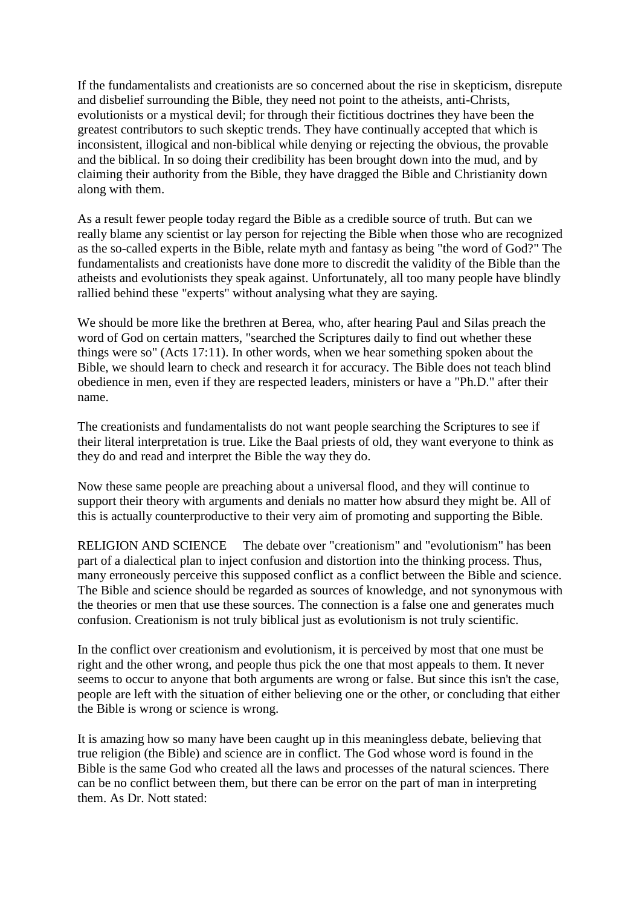If the fundamentalists and creationists are so concerned about the rise in skepticism, disrepute and disbelief surrounding the Bible, they need not point to the atheists, anti-Christs, evolutionists or a mystical devil; for through their fictitious doctrines they have been the greatest contributors to such skeptic trends. They have continually accepted that which is inconsistent, illogical and non-biblical while denying or rejecting the obvious, the provable and the biblical. In so doing their credibility has been brought down into the mud, and by claiming their authority from the Bible, they have dragged the Bible and Christianity down along with them.

As a result fewer people today regard the Bible as a credible source of truth. But can we really blame any scientist or lay person for rejecting the Bible when those who are recognized as the so-called experts in the Bible, relate myth and fantasy as being "the word of God?" The fundamentalists and creationists have done more to discredit the validity of the Bible than the atheists and evolutionists they speak against. Unfortunately, all too many people have blindly rallied behind these "experts" without analysing what they are saying.

We should be more like the brethren at Berea, who, after hearing Paul and Silas preach the word of God on certain matters, "searched the Scriptures daily to find out whether these things were so" (Acts 17:11). In other words, when we hear something spoken about the Bible, we should learn to check and research it for accuracy. The Bible does not teach blind obedience in men, even if they are respected leaders, ministers or have a "Ph.D." after their name.

The creationists and fundamentalists do not want people searching the Scriptures to see if their literal interpretation is true. Like the Baal priests of old, they want everyone to think as they do and read and interpret the Bible the way they do.

Now these same people are preaching about a universal flood, and they will continue to support their theory with arguments and denials no matter how absurd they might be. All of this is actually counterproductive to their very aim of promoting and supporting the Bible.

RELIGION AND SCIENCE The debate over "creationism" and "evolutionism" has been part of a dialectical plan to inject confusion and distortion into the thinking process. Thus, many erroneously perceive this supposed conflict as a conflict between the Bible and science. The Bible and science should be regarded as sources of knowledge, and not synonymous with the theories or men that use these sources. The connection is a false one and generates much confusion. Creationism is not truly biblical just as evolutionism is not truly scientific.

In the conflict over creationism and evolutionism, it is perceived by most that one must be right and the other wrong, and people thus pick the one that most appeals to them. It never seems to occur to anyone that both arguments are wrong or false. But since this isn't the case, people are left with the situation of either believing one or the other, or concluding that either the Bible is wrong or science is wrong.

It is amazing how so many have been caught up in this meaningless debate, believing that true religion (the Bible) and science are in conflict. The God whose word is found in the Bible is the same God who created all the laws and processes of the natural sciences. There can be no conflict between them, but there can be error on the part of man in interpreting them. As Dr. Nott stated: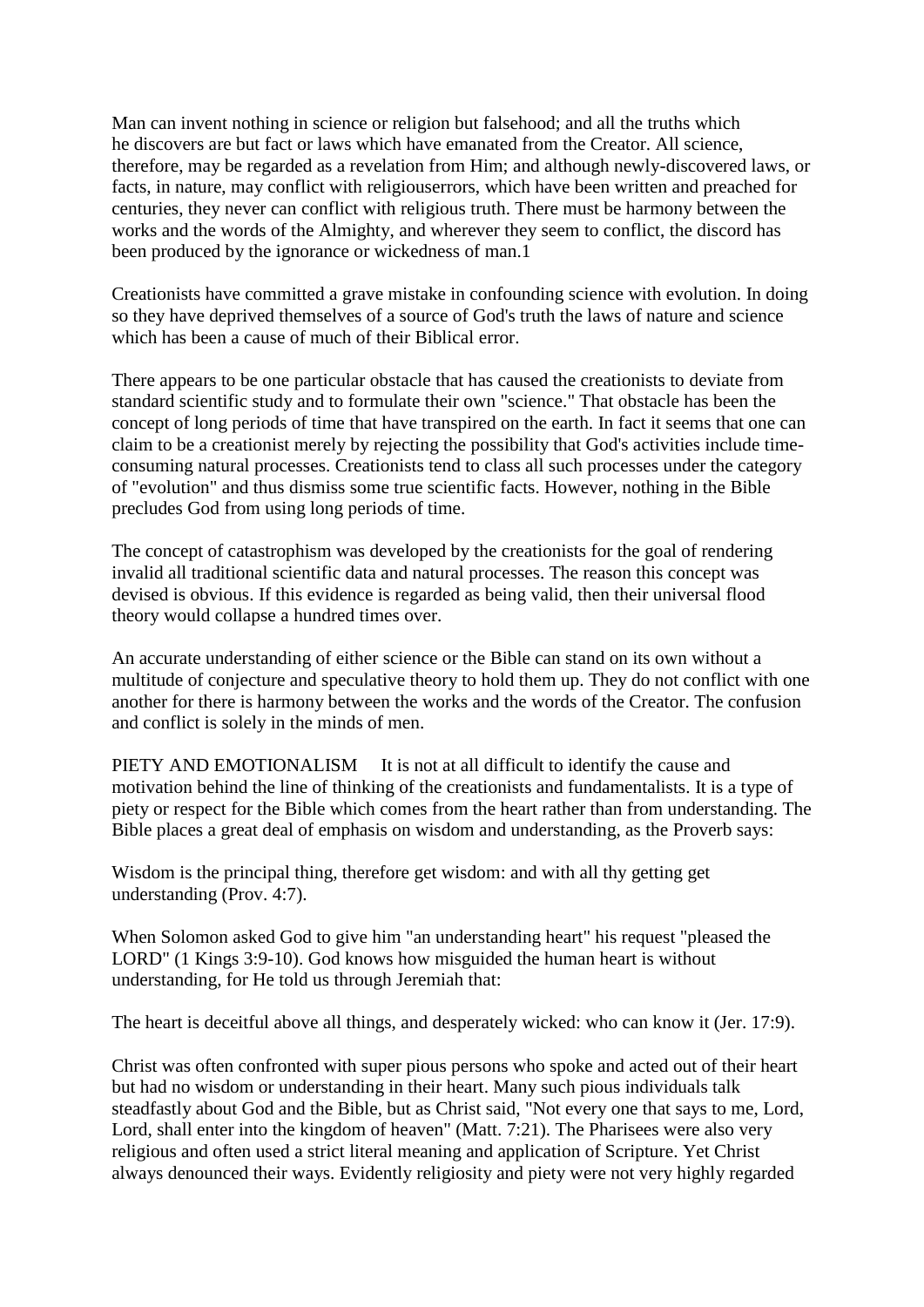Man can invent nothing in science or religion but falsehood; and all the truths which he discovers are but fact or laws which have emanated from the Creator. All science, therefore, may be regarded as a revelation from Him; and although newly-discovered laws, or facts, in nature, may conflict with religiouserrors, which have been written and preached for centuries, they never can conflict with religious truth. There must be harmony between the works and the words of the Almighty, and wherever they seem to conflict, the discord has been produced by the ignorance or wickedness of man.1

Creationists have committed a grave mistake in confounding science with evolution. In doing so they have deprived themselves of a source of God's truth the laws of nature and science which has been a cause of much of their Biblical error.

There appears to be one particular obstacle that has caused the creationists to deviate from standard scientific study and to formulate their own "science." That obstacle has been the concept of long periods of time that have transpired on the earth. In fact it seems that one can claim to be a creationist merely by rejecting the possibility that God's activities include time-consuming natural processes. Creationists tend to class all such processes under the category of "evolution" and thus dismiss some true scientific facts. However, nothing in the Bible precludes God from using long periods of time.

The concept of catastrophism was developed by the creationists for the goal of rendering invalid all traditional scientific data and natural processes. The reason this concept was devised is obvious. If this evidence is regarded as being valid, then their universal flood theory would collapse a hundred times over.

An accurate understanding of either science or the Bible can stand on its own without a multitude of conjecture and speculative theory to hold them up. They do not conflict with one another for there is harmony between the works and the words of the Creator. The confusion and conflict is solely in the minds of men.

PIETY AND EMOTIONALISM It is not at all difficult to identify the cause and motivation behind the line of thinking of the creationists and fundamentalists. It is a type of piety or respect for the Bible which comes from the heart rather than from understanding. The Bible places a great deal of emphasis on wisdom and understanding, as the Proverb says:

Wisdom is the principal thing, therefore get wisdom: and with all thy getting get understanding (Prov. 4:7).

When Solomon asked God to give him "an understanding heart" his request "pleased the LORD" (1 Kings 3:9-10). God knows how misguided the human heart is without understanding, for He told us through Jeremiah that:

The heart is deceitful above all things, and desperately wicked: who can know it (Jer. 17:9).

Christ was often confronted with super pious persons who spoke and acted out of their heart but had no wisdom or understanding in their heart. Many such pious individuals talk steadfastly about God and the Bible, but as Christ said, "Not every one that says to me, Lord, Lord, shall enter into the kingdom of heaven" (Matt. 7:21). The Pharisees were also very religious and often used a strict literal meaning and application of Scripture. Yet Christ always denounced their ways. Evidently religiosity and piety were not very highly regarded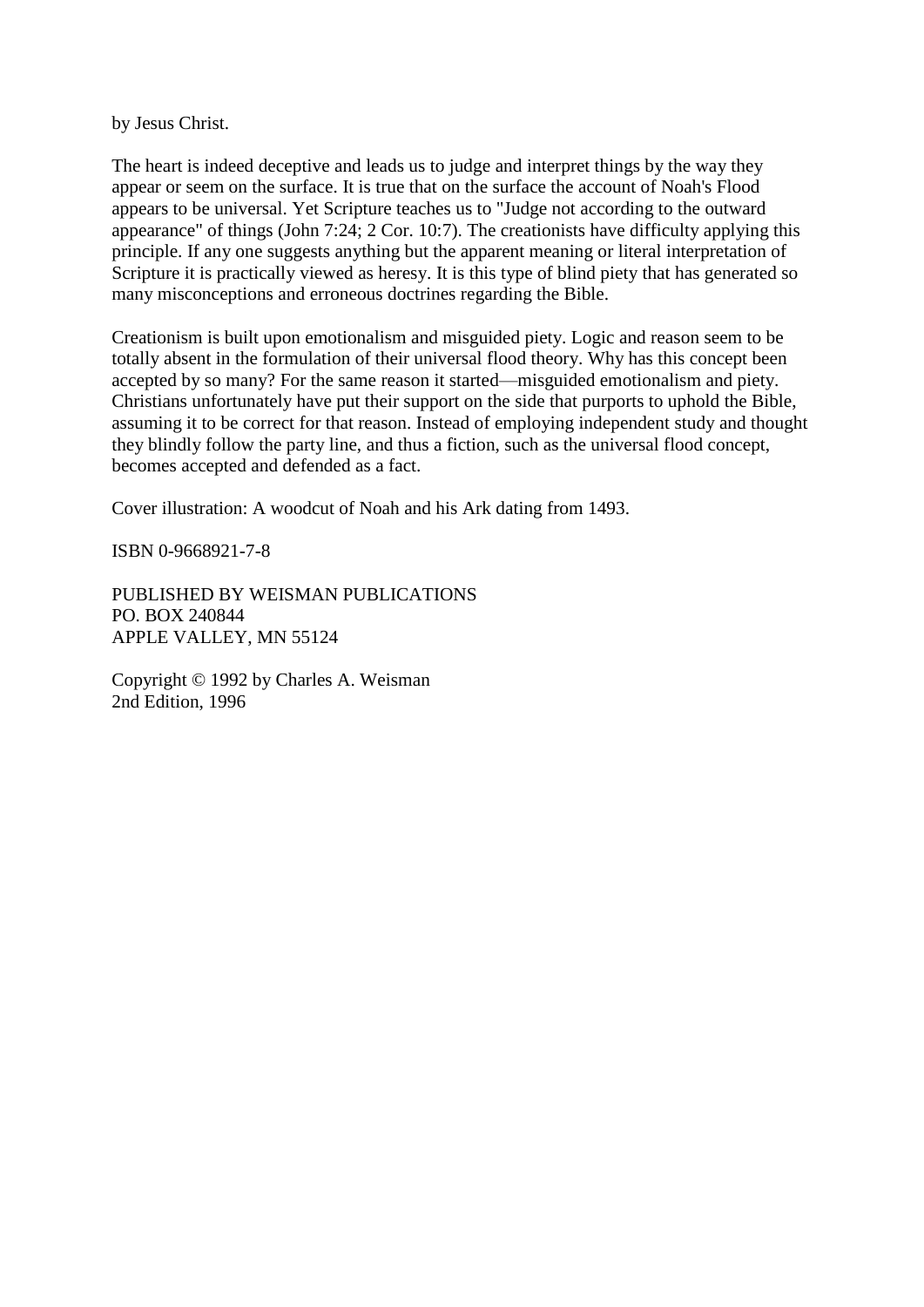by Jesus Christ.

The heart is indeed deceptive and leads us to judge and interpret things by the way they appear or seem on the surface. It is true that on the surface the account of Noah's Flood appears to be universal. Yet Scripture teaches us to "Judge not according to the outward appearance" of things (John 7:24; 2 Cor. 10:7). The creationists have difficulty applying this principle. If any one suggests anything but the apparent meaning or literal interpretation of Scripture it is practically viewed as heresy. It is this type of blind piety that has generated so many misconceptions and erroneous doctrines regarding the Bible.

Creationism is built upon emotionalism and misguided piety. Logic and reason seem to be totally absent in the formulation of their universal flood theory. Why has this concept been accepted by so many? For the same reason it started—misguided emotionalism and piety. Christians unfortunately have put their support on the side that purports to uphold the Bible, assuming it to be correct for that reason. Instead of employing independent study and thought they blindly follow the party line, and thus a fiction, such as the universal flood concept, becomes accepted and defended as a fact.

Cover illustration: A woodcut of Noah and his Ark dating from 1493.

ISBN 0-9668921-7-8

PUBLISHED BY WEISMAN PUBLICATIONS
PO. BOX 240844
APPLE VALLEY, MN 55124

Copyright © 1992 by Charles A. Weisman
2nd Edition, 1996